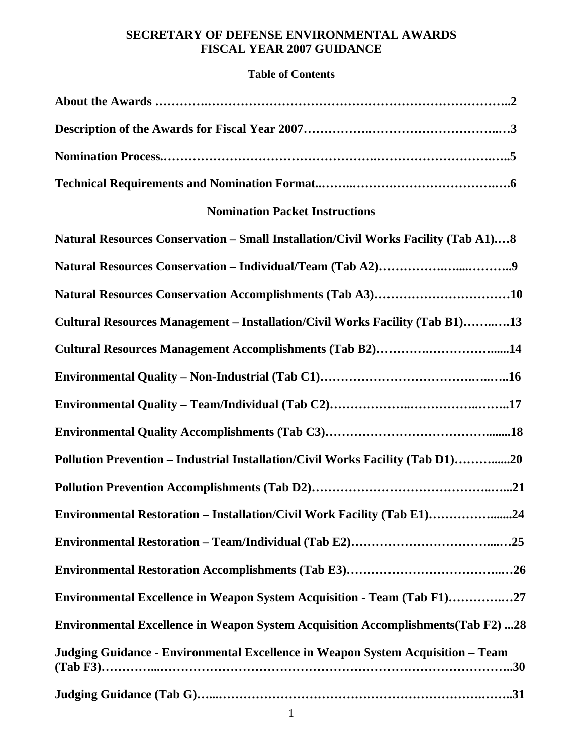# SECRETARY OF DEFENSE ENVIRONMENTAL AWARDS
# FISCAL YEAR 2007 GUIDANCE

### Table of Contents

**About the Awards …………………………………………………………………………..2**

**Description of the Awards for Fiscal Year 2007……………………………………………3**

**Nomination Process.……………………………………………………………………..5**

**Technical Requirements and Nomination Format..……..……………………………….6**

### Nomination Packet Instructions

**Natural Resources Conservation – Small Installation/Civil Works Facility (Tab A1).…8**

**Natural Resources Conservation – Individual/Team (Tab A2)………………...………..9**

**Natural Resources Conservation Accomplishments (Tab A3)……………………………10**

**Cultural Resources Management – Installation/Civil Works Facility (Tab B1)……..…13**

**Cultural Resources Management Accomplishments (Tab B2)…………………….......14**

**Environmental Quality – Non-Industrial (Tab C1)……………………………….…..…..16**

**Environmental Quality – Team/Individual (Tab C2)…………………………….……..17**

**Environmental Quality Accomplishments (Tab C3)…………………………………........18**

**Pollution Prevention – Industrial Installation/Civil Works Facility (Tab D1)………......20**

**Pollution Prevention Accomplishments (Tab D2)……………………………………..…...21**

**Environmental Restoration – Installation/Civil Work Facility (Tab E1)……………......24**

**Environmental Restoration – Team/Individual (Tab E2)……………………………...…25**

**Environmental Restoration Accomplishments (Tab E3)……………………………….…26**

**Environmental Excellence in Weapon System Acquisition - Team (Tab F1)…………..…27**

**Environmental Excellence in Weapon System Acquisition Accomplishments(Tab F2) ...28**

**Judging Guidance - Environmental Excellence in Weapon System Acquisition – Team (Tab F3)…………...……………………………………………………………………..30**

**Judging Guidance (Tab G)…...……………………………………………………….……..31**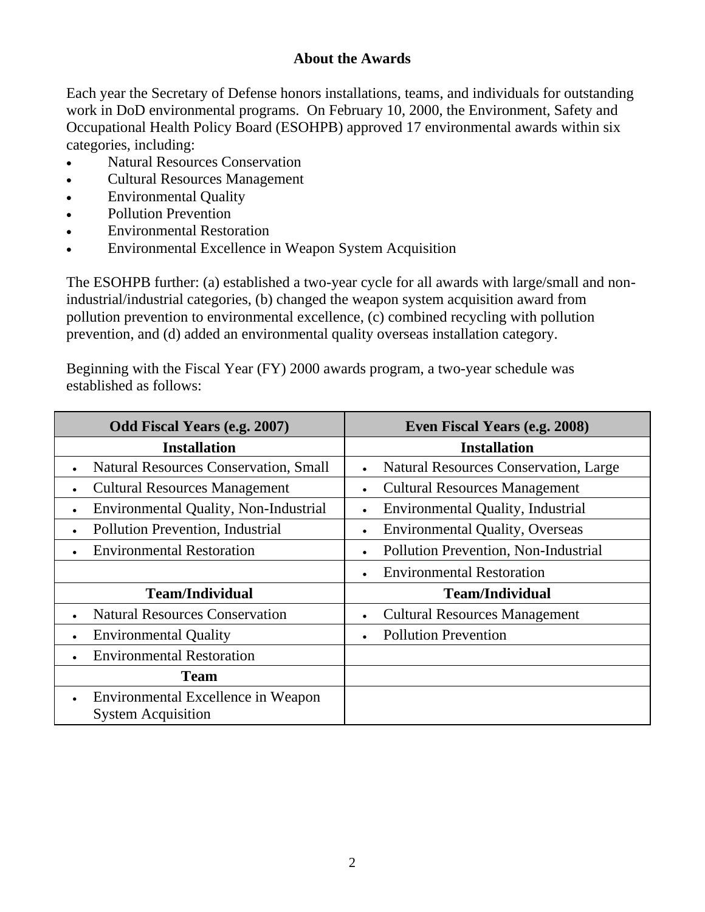## About the Awards

Each year the Secretary of Defense honors installations, teams, and individuals for outstanding work in DoD environmental programs. On February 10, 2000, the Environment, Safety and Occupational Health Policy Board (ESOHPB) approved 17 environmental awards within six categories, including:

- Natural Resources Conservation
- Cultural Resources Management
- Environmental Quality
- Pollution Prevention
- Environmental Restoration
- Environmental Excellence in Weapon System Acquisition

The ESOHPB further: (a) established a two-year cycle for all awards with large/small and non-industrial/industrial categories, (b) changed the weapon system acquisition award from pollution prevention to environmental excellence, (c) combined recycling with pollution prevention, and (d) added an environmental quality overseas installation category.

Beginning with the Fiscal Year (FY) 2000 awards program, a two-year schedule was established as follows:

| Odd Fiscal Years (e.g. 2007) | Even Fiscal Years (e.g. 2008) |
|---|---|
| **Installation** | **Installation** |
| • Natural Resources Conservation, Small | • Natural Resources Conservation, Large |
| • Cultural Resources Management | • Cultural Resources Management |
| • Environmental Quality, Non-Industrial | • Environmental Quality, Industrial |
| • Pollution Prevention, Industrial | • Environmental Quality, Overseas |
| • Environmental Restoration | • Pollution Prevention, Non-Industrial |
| | • Environmental Restoration |
| **Team/Individual** | **Team/Individual** |
| • Natural Resources Conservation | • Cultural Resources Management |
| • Environmental Quality | • Pollution Prevention |
| • Environmental Restoration | |
| **Team** | |
| • Environmental Excellence in Weapon System Acquisition | |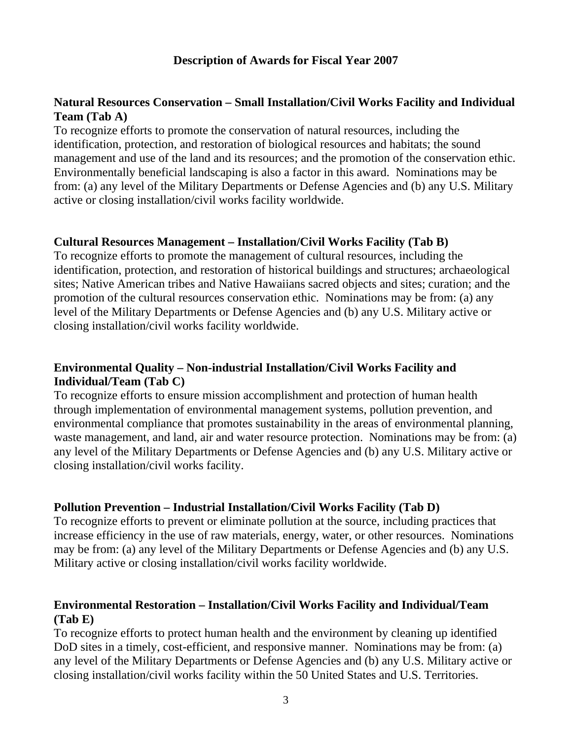## Description of Awards for Fiscal Year 2007

### Natural Resources Conservation – Small Installation/Civil Works Facility and Individual Team (Tab A)

To recognize efforts to promote the conservation of natural resources, including the identification, protection, and restoration of biological resources and habitats; the sound management and use of the land and its resources; and the promotion of the conservation ethic. Environmentally beneficial landscaping is also a factor in this award. Nominations may be from: (a) any level of the Military Departments or Defense Agencies and (b) any U.S. Military active or closing installation/civil works facility worldwide.

### Cultural Resources Management – Installation/Civil Works Facility (Tab B)

To recognize efforts to promote the management of cultural resources, including the identification, protection, and restoration of historical buildings and structures; archaeological sites; Native American tribes and Native Hawaiians sacred objects and sites; curation; and the promotion of the cultural resources conservation ethic. Nominations may be from: (a) any level of the Military Departments or Defense Agencies and (b) any U.S. Military active or closing installation/civil works facility worldwide.

### Environmental Quality – Non-industrial Installation/Civil Works Facility and Individual/Team (Tab C)

To recognize efforts to ensure mission accomplishment and protection of human health through implementation of environmental management systems, pollution prevention, and environmental compliance that promotes sustainability in the areas of environmental planning, waste management, and land, air and water resource protection. Nominations may be from: (a) any level of the Military Departments or Defense Agencies and (b) any U.S. Military active or closing installation/civil works facility.

### Pollution Prevention – Industrial Installation/Civil Works Facility (Tab D)

To recognize efforts to prevent or eliminate pollution at the source, including practices that increase efficiency in the use of raw materials, energy, water, or other resources. Nominations may be from: (a) any level of the Military Departments or Defense Agencies and (b) any U.S. Military active or closing installation/civil works facility worldwide.

### Environmental Restoration – Installation/Civil Works Facility and Individual/Team (Tab E)

To recognize efforts to protect human health and the environment by cleaning up identified DoD sites in a timely, cost-efficient, and responsive manner. Nominations may be from: (a) any level of the Military Departments or Defense Agencies and (b) any U.S. Military active or closing installation/civil works facility within the 50 United States and U.S. Territories.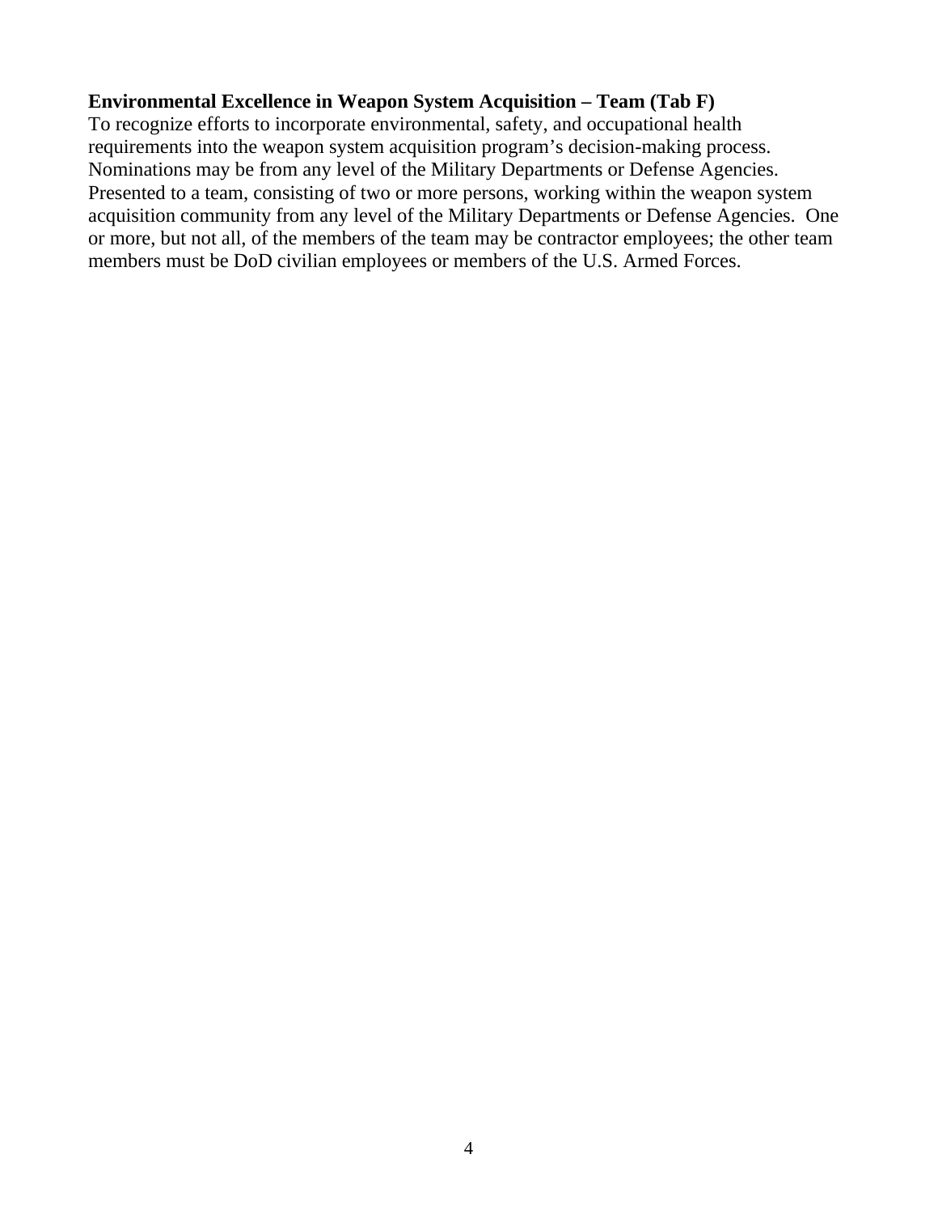**Environmental Excellence in Weapon System Acquisition – Team (Tab F)**

To recognize efforts to incorporate environmental, safety, and occupational health requirements into the weapon system acquisition program's decision-making process. Nominations may be from any level of the Military Departments or Defense Agencies. Presented to a team, consisting of two or more persons, working within the weapon system acquisition community from any level of the Military Departments or Defense Agencies. One or more, but not all, of the members of the team may be contractor employees; the other team members must be DoD civilian employees or members of the U.S. Armed Forces.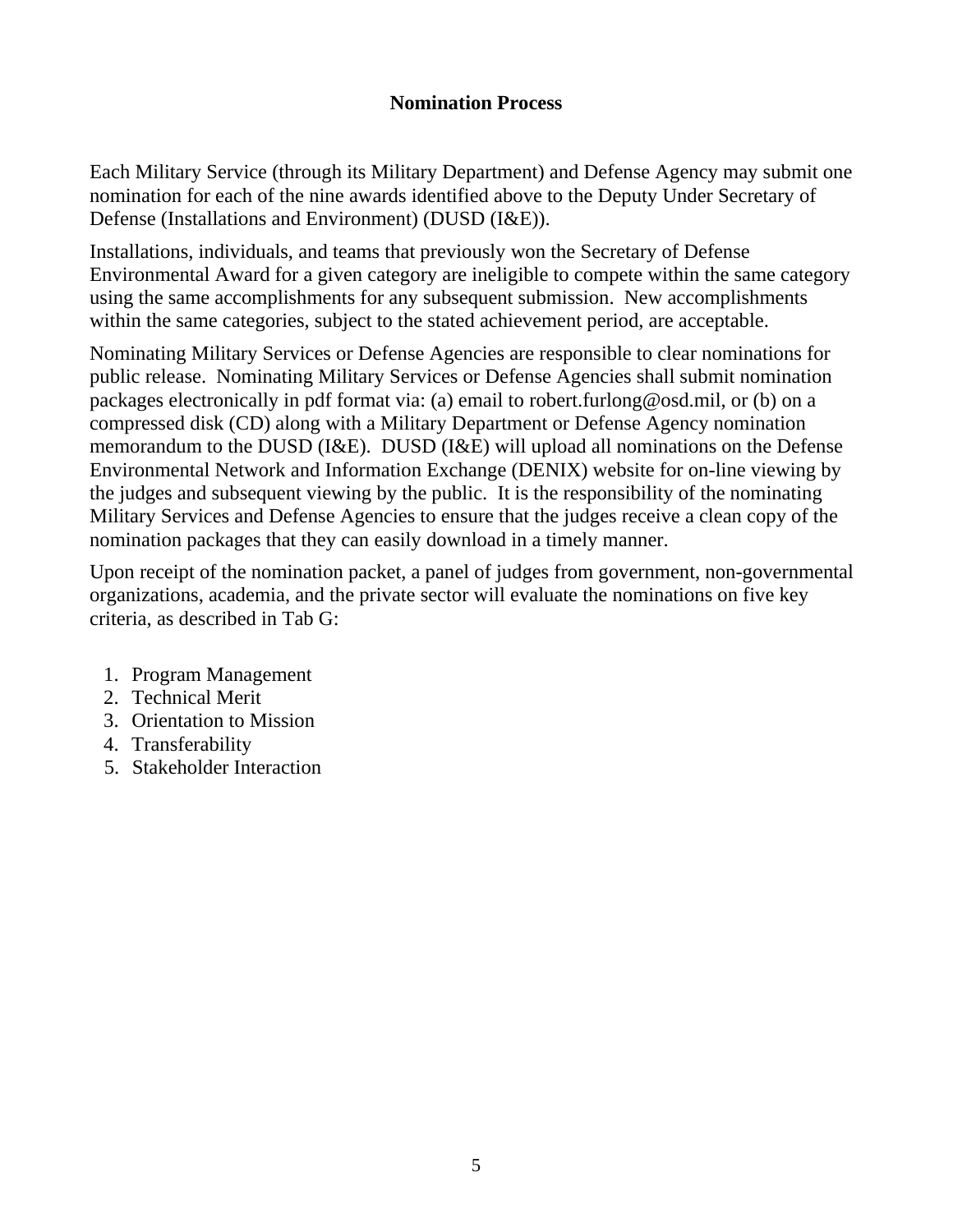## Nomination Process

Each Military Service (through its Military Department) and Defense Agency may submit one nomination for each of the nine awards identified above to the Deputy Under Secretary of Defense (Installations and Environment) (DUSD (I&E)).

Installations, individuals, and teams that previously won the Secretary of Defense Environmental Award for a given category are ineligible to compete within the same category using the same accomplishments for any subsequent submission. New accomplishments within the same categories, subject to the stated achievement period, are acceptable.

Nominating Military Services or Defense Agencies are responsible to clear nominations for public release. Nominating Military Services or Defense Agencies shall submit nomination packages electronically in pdf format via: (a) email to robert.furlong@osd.mil, or (b) on a compressed disk (CD) along with a Military Department or Defense Agency nomination memorandum to the DUSD (I&E). DUSD (I&E) will upload all nominations on the Defense Environmental Network and Information Exchange (DENIX) website for on-line viewing by the judges and subsequent viewing by the public. It is the responsibility of the nominating Military Services and Defense Agencies to ensure that the judges receive a clean copy of the nomination packages that they can easily download in a timely manner.

Upon receipt of the nomination packet, a panel of judges from government, non-governmental organizations, academia, and the private sector will evaluate the nominations on five key criteria, as described in Tab G:

1. Program Management
2. Technical Merit
3. Orientation to Mission
4. Transferability
5. Stakeholder Interaction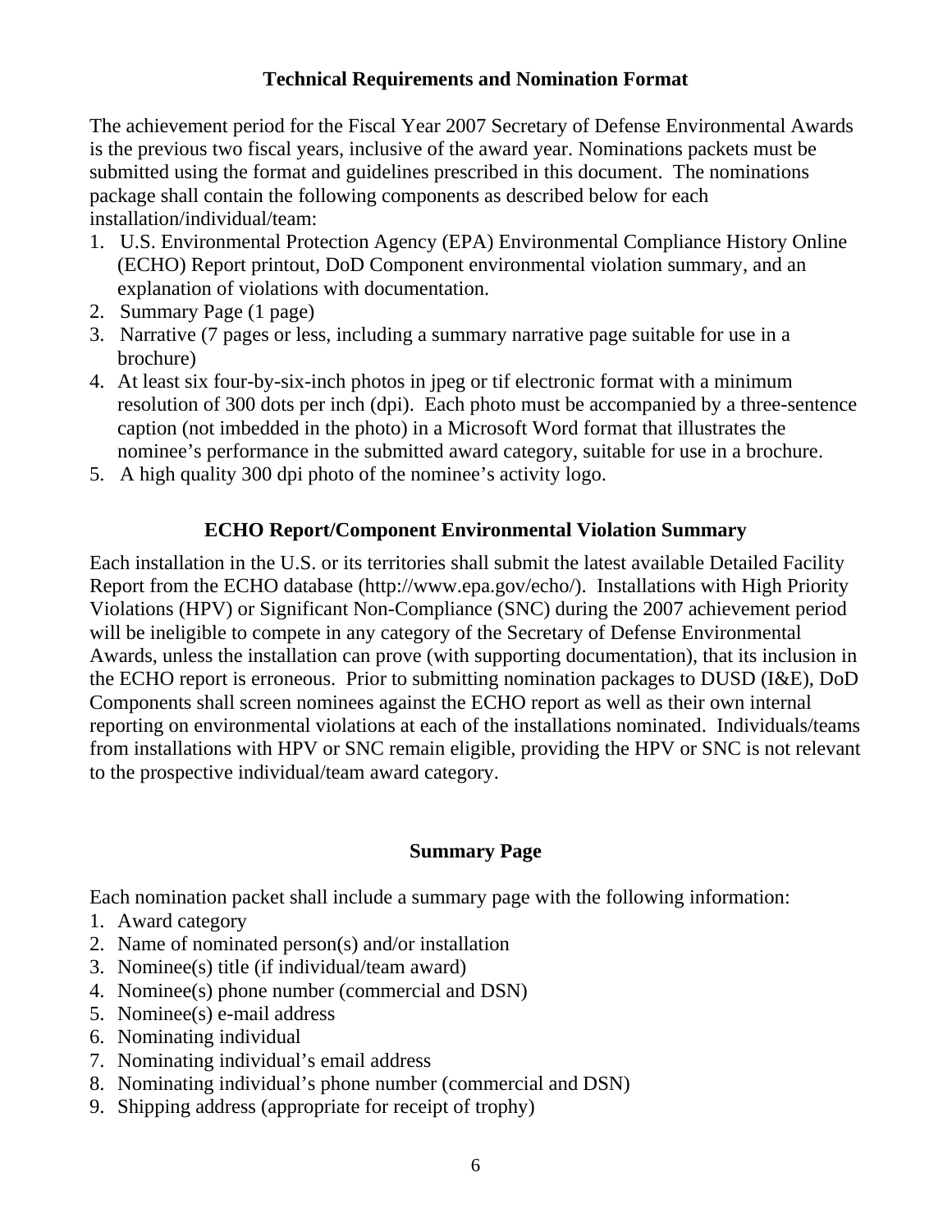## Technical Requirements and Nomination Format

The achievement period for the Fiscal Year 2007 Secretary of Defense Environmental Awards is the previous two fiscal years, inclusive of the award year. Nominations packets must be submitted using the format and guidelines prescribed in this document. The nominations package shall contain the following components as described below for each installation/individual/team:

1. U.S. Environmental Protection Agency (EPA) Environmental Compliance History Online (ECHO) Report printout, DoD Component environmental violation summary, and an explanation of violations with documentation.
2. Summary Page (1 page)
3. Narrative (7 pages or less, including a summary narrative page suitable for use in a brochure)
4. At least six four-by-six-inch photos in jpeg or tif electronic format with a minimum resolution of 300 dots per inch (dpi). Each photo must be accompanied by a three-sentence caption (not imbedded in the photo) in a Microsoft Word format that illustrates the nominee's performance in the submitted award category, suitable for use in a brochure.
5. A high quality 300 dpi photo of the nominee's activity logo.

## ECHO Report/Component Environmental Violation Summary

Each installation in the U.S. or its territories shall submit the latest available Detailed Facility Report from the ECHO database (http://www.epa.gov/echo/). Installations with High Priority Violations (HPV) or Significant Non-Compliance (SNC) during the 2007 achievement period will be ineligible to compete in any category of the Secretary of Defense Environmental Awards, unless the installation can prove (with supporting documentation), that its inclusion in the ECHO report is erroneous. Prior to submitting nomination packages to DUSD (I&E), DoD Components shall screen nominees against the ECHO report as well as their own internal reporting on environmental violations at each of the installations nominated. Individuals/teams from installations with HPV or SNC remain eligible, providing the HPV or SNC is not relevant to the prospective individual/team award category.

## Summary Page

Each nomination packet shall include a summary page with the following information:

1. Award category
2. Name of nominated person(s) and/or installation
3. Nominee(s) title (if individual/team award)
4. Nominee(s) phone number (commercial and DSN)
5. Nominee(s) e-mail address
6. Nominating individual
7. Nominating individual's email address
8. Nominating individual's phone number (commercial and DSN)
9. Shipping address (appropriate for receipt of trophy)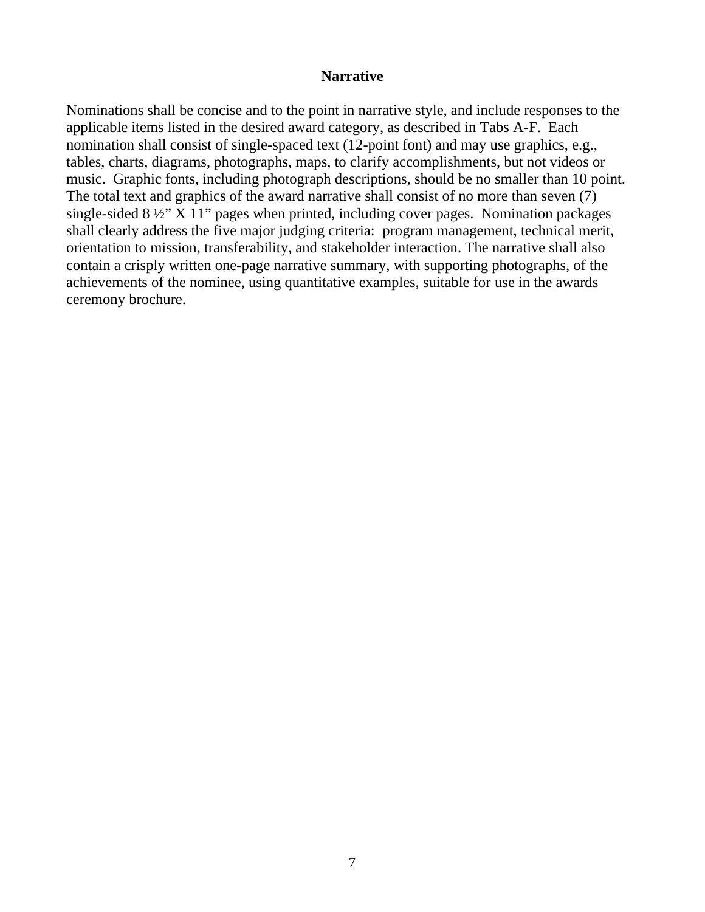## Narrative

Nominations shall be concise and to the point in narrative style, and include responses to the applicable items listed in the desired award category, as described in Tabs A-F. Each nomination shall consist of single-spaced text (12-point font) and may use graphics, e.g., tables, charts, diagrams, photographs, maps, to clarify accomplishments, but not videos or music. Graphic fonts, including photograph descriptions, should be no smaller than 10 point. The total text and graphics of the award narrative shall consist of no more than seven (7) single-sided 8 ½" X 11" pages when printed, including cover pages. Nomination packages shall clearly address the five major judging criteria: program management, technical merit, orientation to mission, transferability, and stakeholder interaction. The narrative shall also contain a crisply written one-page narrative summary, with supporting photographs, of the achievements of the nominee, using quantitative examples, suitable for use in the awards ceremony brochure.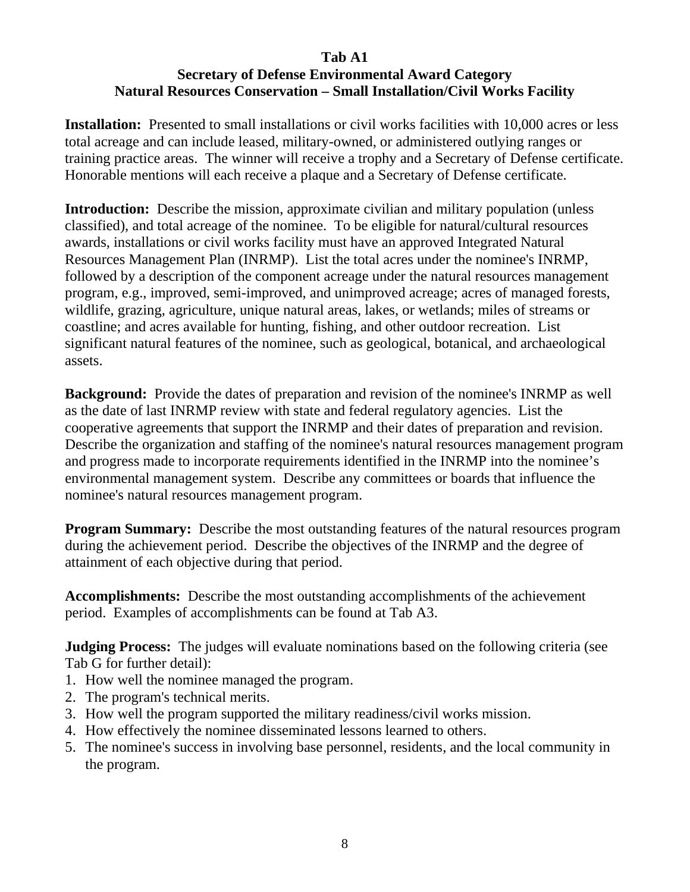**Tab A1**
**Secretary of Defense Environmental Award Category**
**Natural Resources Conservation – Small Installation/Civil Works Facility**

**Installation:** Presented to small installations or civil works facilities with 10,000 acres or less total acreage and can include leased, military-owned, or administered outlying ranges or training practice areas. The winner will receive a trophy and a Secretary of Defense certificate. Honorable mentions will each receive a plaque and a Secretary of Defense certificate.

**Introduction:** Describe the mission, approximate civilian and military population (unless classified), and total acreage of the nominee. To be eligible for natural/cultural resources awards, installations or civil works facility must have an approved Integrated Natural Resources Management Plan (INRMP). List the total acres under the nominee's INRMP, followed by a description of the component acreage under the natural resources management program, e.g., improved, semi-improved, and unimproved acreage; acres of managed forests, wildlife, grazing, agriculture, unique natural areas, lakes, or wetlands; miles of streams or coastline; and acres available for hunting, fishing, and other outdoor recreation. List significant natural features of the nominee, such as geological, botanical, and archaeological assets.

**Background:** Provide the dates of preparation and revision of the nominee's INRMP as well as the date of last INRMP review with state and federal regulatory agencies. List the cooperative agreements that support the INRMP and their dates of preparation and revision. Describe the organization and staffing of the nominee's natural resources management program and progress made to incorporate requirements identified in the INRMP into the nominee's environmental management system. Describe any committees or boards that influence the nominee's natural resources management program.

**Program Summary:** Describe the most outstanding features of the natural resources program during the achievement period. Describe the objectives of the INRMP and the degree of attainment of each objective during that period.

**Accomplishments:** Describe the most outstanding accomplishments of the achievement period. Examples of accomplishments can be found at Tab A3.

**Judging Process:** The judges will evaluate nominations based on the following criteria (see Tab G for further detail):

1. How well the nominee managed the program.
2. The program's technical merits.
3. How well the program supported the military readiness/civil works mission.
4. How effectively the nominee disseminated lessons learned to others.
5. The nominee's success in involving base personnel, residents, and the local community in the program.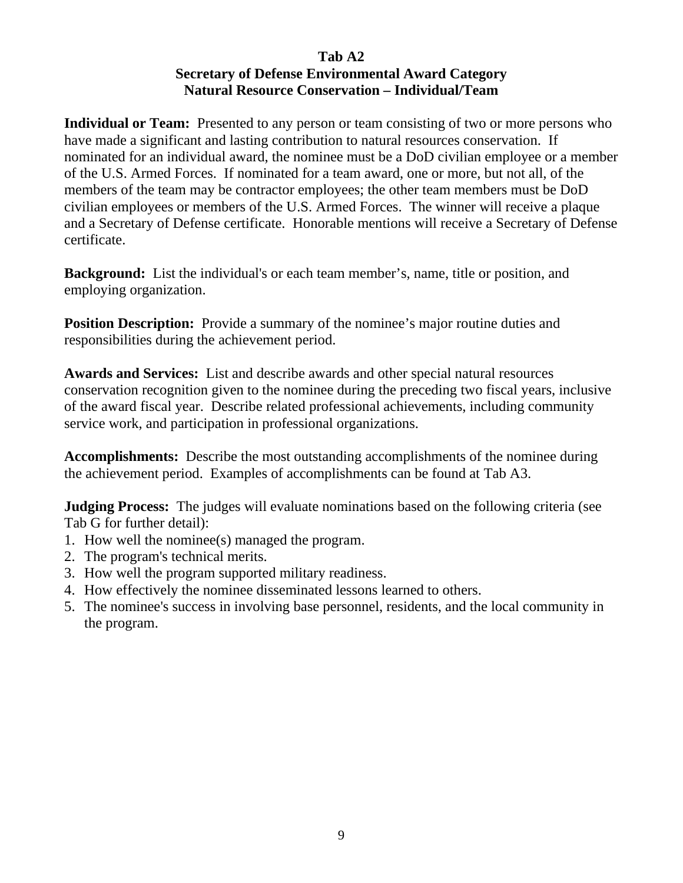# Tab A2
## Secretary of Defense Environmental Award Category
## Natural Resource Conservation – Individual/Team

**Individual or Team:** Presented to any person or team consisting of two or more persons who have made a significant and lasting contribution to natural resources conservation. If nominated for an individual award, the nominee must be a DoD civilian employee or a member of the U.S. Armed Forces. If nominated for a team award, one or more, but not all, of the members of the team may be contractor employees; the other team members must be DoD civilian employees or members of the U.S. Armed Forces. The winner will receive a plaque and a Secretary of Defense certificate. Honorable mentions will receive a Secretary of Defense certificate.

**Background:** List the individual's or each team member's, name, title or position, and employing organization.

**Position Description:** Provide a summary of the nominee's major routine duties and responsibilities during the achievement period.

**Awards and Services:** List and describe awards and other special natural resources conservation recognition given to the nominee during the preceding two fiscal years, inclusive of the award fiscal year. Describe related professional achievements, including community service work, and participation in professional organizations.

**Accomplishments:** Describe the most outstanding accomplishments of the nominee during the achievement period. Examples of accomplishments can be found at Tab A3.

**Judging Process:** The judges will evaluate nominations based on the following criteria (see Tab G for further detail):

1. How well the nominee(s) managed the program.
2. The program's technical merits.
3. How well the program supported military readiness.
4. How effectively the nominee disseminated lessons learned to others.
5. The nominee's success in involving base personnel, residents, and the local community in the program.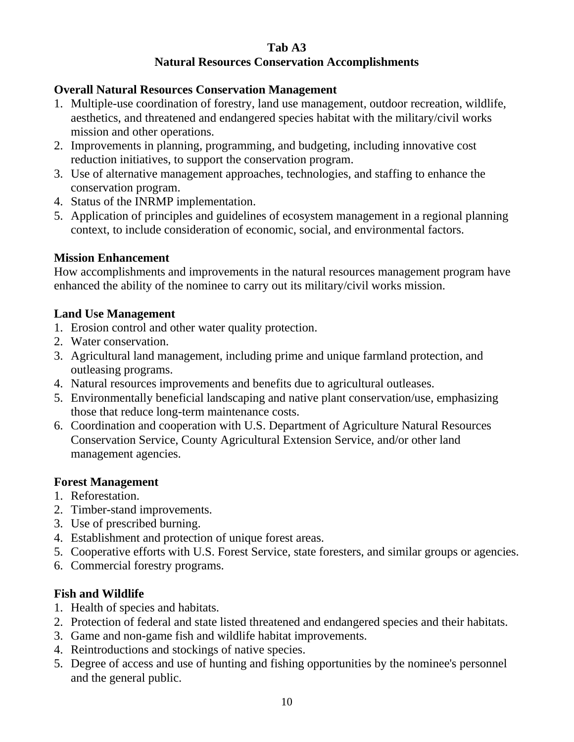# Tab A3
# Natural Resources Conservation Accomplishments

### Overall Natural Resources Conservation Management

1. Multiple-use coordination of forestry, land use management, outdoor recreation, wildlife, aesthetics, and threatened and endangered species habitat with the military/civil works mission and other operations.
2. Improvements in planning, programming, and budgeting, including innovative cost reduction initiatives, to support the conservation program.
3. Use of alternative management approaches, technologies, and staffing to enhance the conservation program.
4. Status of the INRMP implementation.
5. Application of principles and guidelines of ecosystem management in a regional planning context, to include consideration of economic, social, and environmental factors.

### Mission Enhancement

How accomplishments and improvements in the natural resources management program have enhanced the ability of the nominee to carry out its military/civil works mission.

### Land Use Management

1. Erosion control and other water quality protection.
2. Water conservation.
3. Agricultural land management, including prime and unique farmland protection, and outleasing programs.
4. Natural resources improvements and benefits due to agricultural outleases.
5. Environmentally beneficial landscaping and native plant conservation/use, emphasizing those that reduce long-term maintenance costs.
6. Coordination and cooperation with U.S. Department of Agriculture Natural Resources Conservation Service, County Agricultural Extension Service, and/or other land management agencies.

### Forest Management

1. Reforestation.
2. Timber-stand improvements.
3. Use of prescribed burning.
4. Establishment and protection of unique forest areas.
5. Cooperative efforts with U.S. Forest Service, state foresters, and similar groups or agencies.
6. Commercial forestry programs.

### Fish and Wildlife

1. Health of species and habitats.
2. Protection of federal and state listed threatened and endangered species and their habitats.
3. Game and non-game fish and wildlife habitat improvements.
4. Reintroductions and stockings of native species.
5. Degree of access and use of hunting and fishing opportunities by the nominee's personnel and the general public.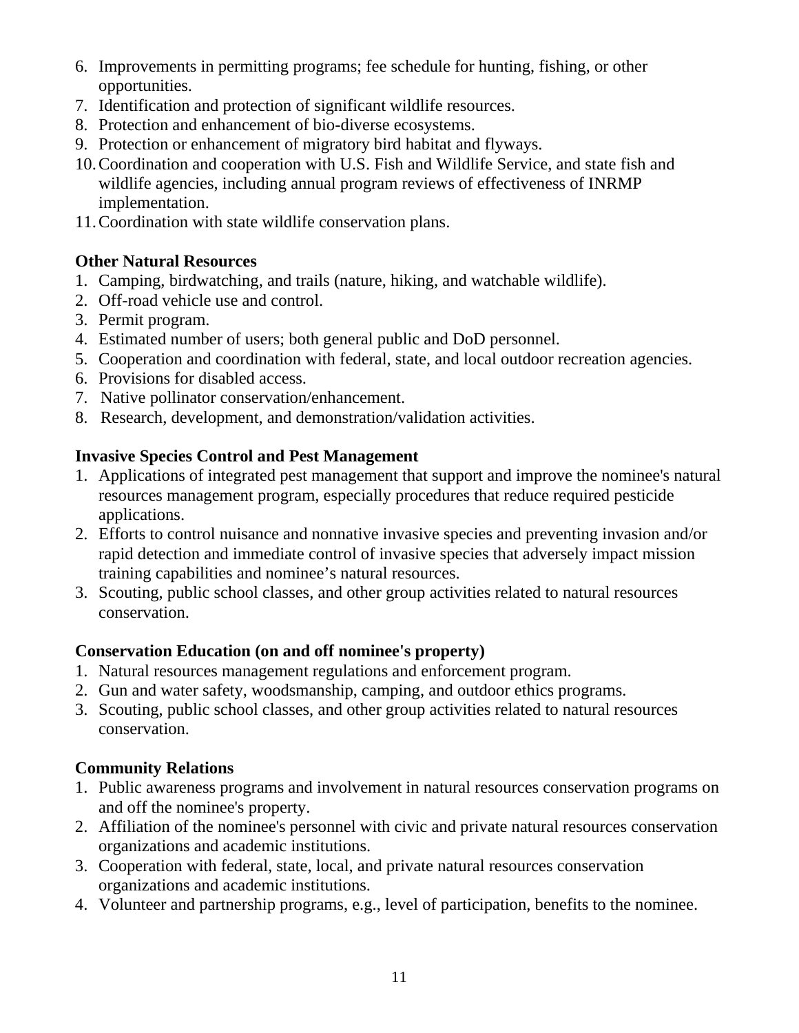6. Improvements in permitting programs; fee schedule for hunting, fishing, or other opportunities.
7. Identification and protection of significant wildlife resources.
8. Protection and enhancement of bio-diverse ecosystems.
9. Protection or enhancement of migratory bird habitat and flyways.
10. Coordination and cooperation with U.S. Fish and Wildlife Service, and state fish and wildlife agencies, including annual program reviews of effectiveness of INRMP implementation.
11. Coordination with state wildlife conservation plans.

**Other Natural Resources**

1. Camping, birdwatching, and trails (nature, hiking, and watchable wildlife).
2. Off-road vehicle use and control.
3. Permit program.
4. Estimated number of users; both general public and DoD personnel.
5. Cooperation and coordination with federal, state, and local outdoor recreation agencies.
6. Provisions for disabled access.
7. Native pollinator conservation/enhancement.
8. Research, development, and demonstration/validation activities.

**Invasive Species Control and Pest Management**

1. Applications of integrated pest management that support and improve the nominee's natural resources management program, especially procedures that reduce required pesticide applications.
2. Efforts to control nuisance and nonnative invasive species and preventing invasion and/or rapid detection and immediate control of invasive species that adversely impact mission training capabilities and nominee's natural resources.
3. Scouting, public school classes, and other group activities related to natural resources conservation.

**Conservation Education (on and off nominee's property)**

1. Natural resources management regulations and enforcement program.
2. Gun and water safety, woodsmanship, camping, and outdoor ethics programs.
3. Scouting, public school classes, and other group activities related to natural resources conservation.

**Community Relations**

1. Public awareness programs and involvement in natural resources conservation programs on and off the nominee's property.
2. Affiliation of the nominee's personnel with civic and private natural resources conservation organizations and academic institutions.
3. Cooperation with federal, state, local, and private natural resources conservation organizations and academic institutions.
4. Volunteer and partnership programs, e.g., level of participation, benefits to the nominee.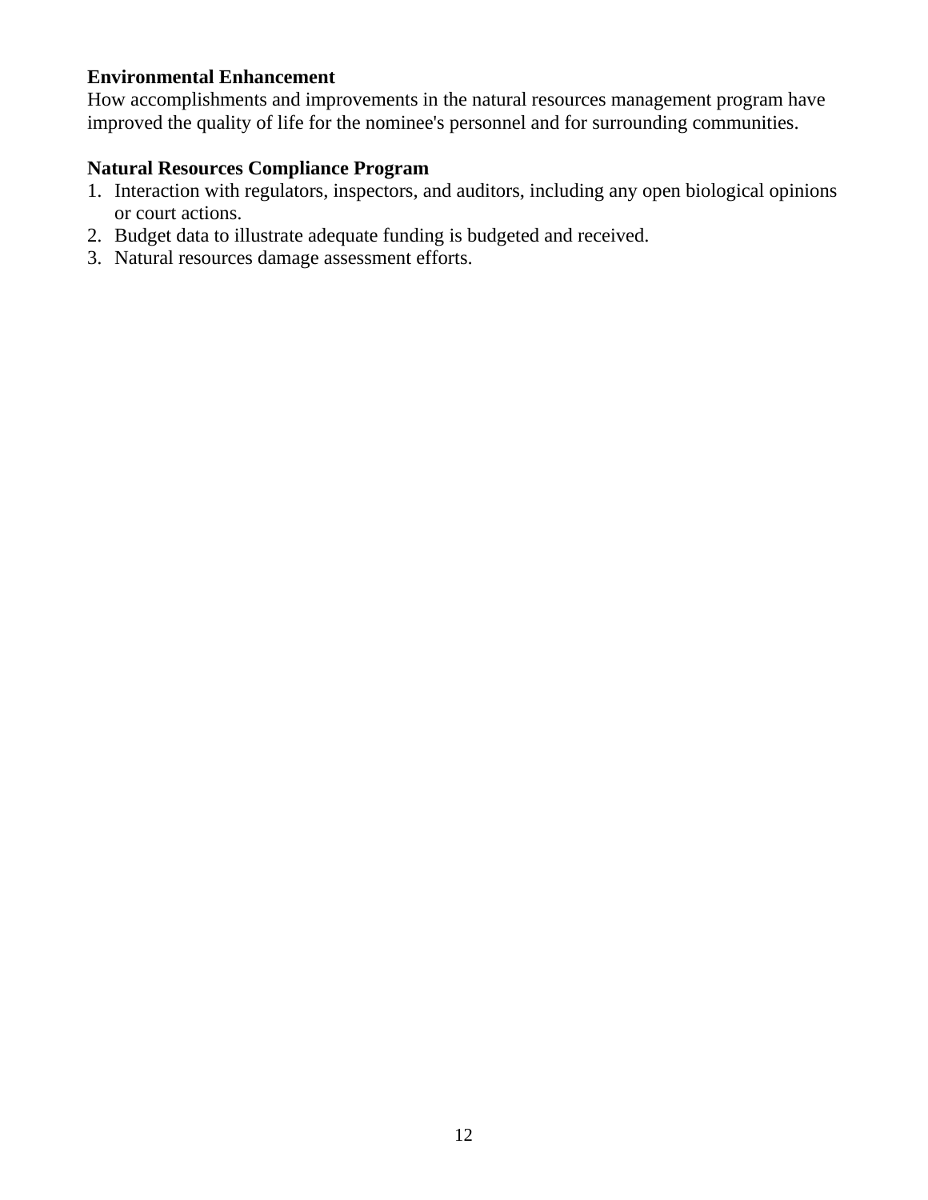**Environmental Enhancement**
How accomplishments and improvements in the natural resources management program have improved the quality of life for the nominee's personnel and for surrounding communities.

**Natural Resources Compliance Program**

1. Interaction with regulators, inspectors, and auditors, including any open biological opinions or court actions.
2. Budget data to illustrate adequate funding is budgeted and received.
3. Natural resources damage assessment efforts.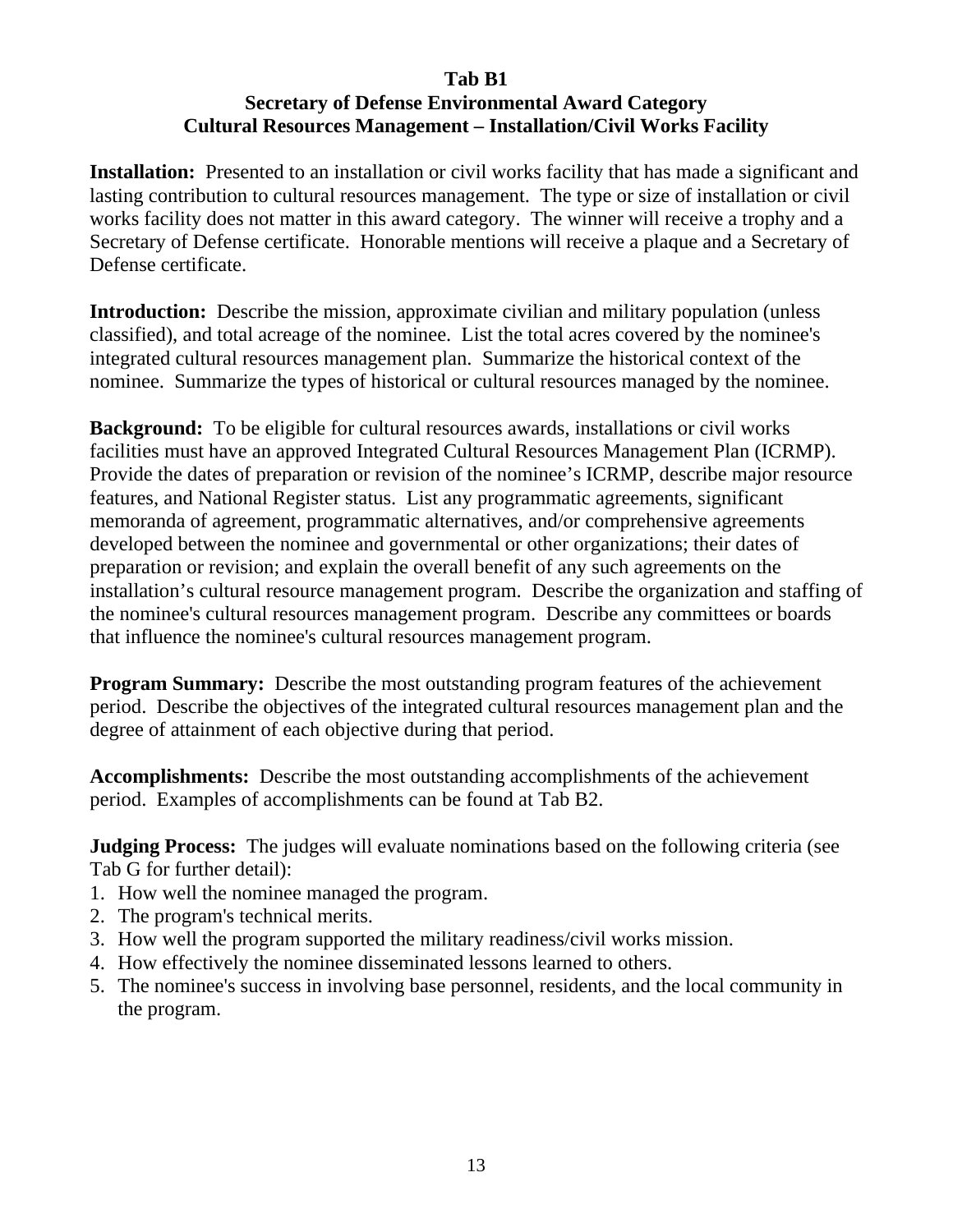# Tab B1
## Secretary of Defense Environmental Award Category
## Cultural Resources Management – Installation/Civil Works Facility

**Installation:** Presented to an installation or civil works facility that has made a significant and lasting contribution to cultural resources management. The type or size of installation or civil works facility does not matter in this award category. The winner will receive a trophy and a Secretary of Defense certificate. Honorable mentions will receive a plaque and a Secretary of Defense certificate.

**Introduction:** Describe the mission, approximate civilian and military population (unless classified), and total acreage of the nominee. List the total acres covered by the nominee's integrated cultural resources management plan. Summarize the historical context of the nominee. Summarize the types of historical or cultural resources managed by the nominee.

**Background:** To be eligible for cultural resources awards, installations or civil works facilities must have an approved Integrated Cultural Resources Management Plan (ICRMP). Provide the dates of preparation or revision of the nominee's ICRMP, describe major resource features, and National Register status. List any programmatic agreements, significant memoranda of agreement, programmatic alternatives, and/or comprehensive agreements developed between the nominee and governmental or other organizations; their dates of preparation or revision; and explain the overall benefit of any such agreements on the installation's cultural resource management program. Describe the organization and staffing of the nominee's cultural resources management program. Describe any committees or boards that influence the nominee's cultural resources management program.

**Program Summary:** Describe the most outstanding program features of the achievement period. Describe the objectives of the integrated cultural resources management plan and the degree of attainment of each objective during that period.

**Accomplishments:** Describe the most outstanding accomplishments of the achievement period. Examples of accomplishments can be found at Tab B2.

**Judging Process:** The judges will evaluate nominations based on the following criteria (see Tab G for further detail):

1. How well the nominee managed the program.
2. The program's technical merits.
3. How well the program supported the military readiness/civil works mission.
4. How effectively the nominee disseminated lessons learned to others.
5. The nominee's success in involving base personnel, residents, and the local community in the program.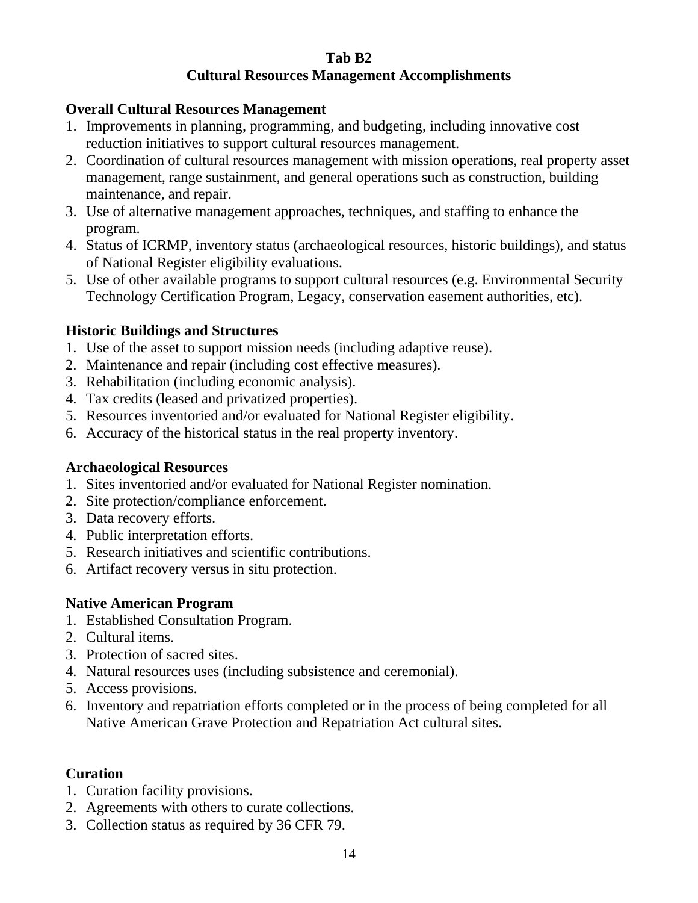# Tab B2
# Cultural Resources Management Accomplishments

## Overall Cultural Resources Management

1. Improvements in planning, programming, and budgeting, including innovative cost reduction initiatives to support cultural resources management.
2. Coordination of cultural resources management with mission operations, real property asset management, range sustainment, and general operations such as construction, building maintenance, and repair.
3. Use of alternative management approaches, techniques, and staffing to enhance the program.
4. Status of ICRMP, inventory status (archaeological resources, historic buildings), and status of National Register eligibility evaluations.
5. Use of other available programs to support cultural resources (e.g. Environmental Security Technology Certification Program, Legacy, conservation easement authorities, etc).

## Historic Buildings and Structures

1. Use of the asset to support mission needs (including adaptive reuse).
2. Maintenance and repair (including cost effective measures).
3. Rehabilitation (including economic analysis).
4. Tax credits (leased and privatized properties).
5. Resources inventoried and/or evaluated for National Register eligibility.
6. Accuracy of the historical status in the real property inventory.

## Archaeological Resources

1. Sites inventoried and/or evaluated for National Register nomination.
2. Site protection/compliance enforcement.
3. Data recovery efforts.
4. Public interpretation efforts.
5. Research initiatives and scientific contributions.
6. Artifact recovery versus in situ protection.

## Native American Program

1. Established Consultation Program.
2. Cultural items.
3. Protection of sacred sites.
4. Natural resources uses (including subsistence and ceremonial).
5. Access provisions.
6. Inventory and repatriation efforts completed or in the process of being completed for all Native American Grave Protection and Repatriation Act cultural sites.

## Curation

1. Curation facility provisions.
2. Agreements with others to curate collections.
3. Collection status as required by 36 CFR 79.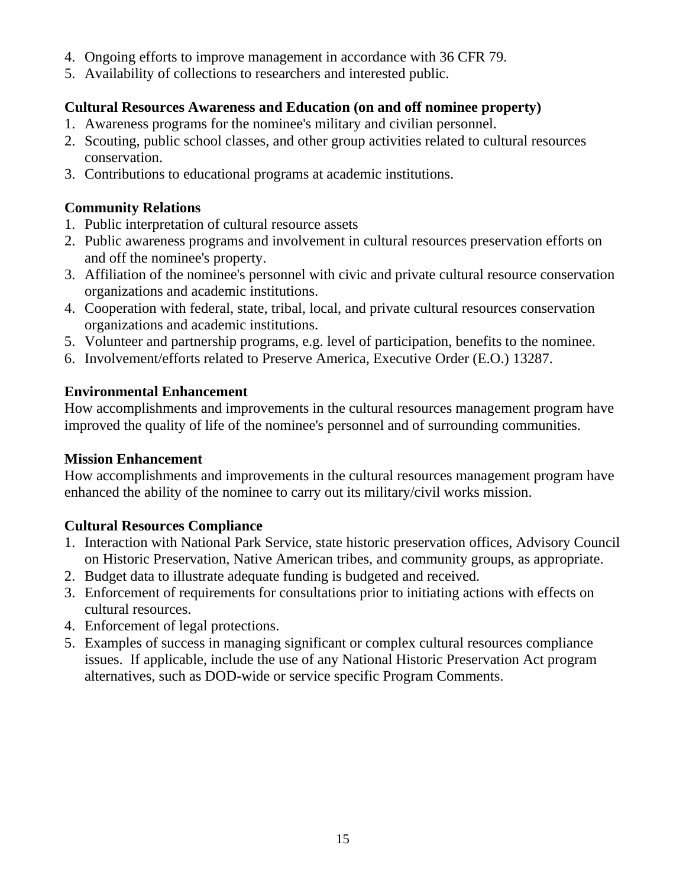4. Ongoing efforts to improve management in accordance with 36 CFR 79.
5. Availability of collections to researchers and interested public.

**Cultural Resources Awareness and Education (on and off nominee property)**

1. Awareness programs for the nominee's military and civilian personnel.
2. Scouting, public school classes, and other group activities related to cultural resources conservation.
3. Contributions to educational programs at academic institutions.

**Community Relations**

1. Public interpretation of cultural resource assets
2. Public awareness programs and involvement in cultural resources preservation efforts on and off the nominee's property.
3. Affiliation of the nominee's personnel with civic and private cultural resource conservation organizations and academic institutions.
4. Cooperation with federal, state, tribal, local, and private cultural resources conservation organizations and academic institutions.
5. Volunteer and partnership programs, e.g. level of participation, benefits to the nominee.
6. Involvement/efforts related to Preserve America, Executive Order (E.O.) 13287.

**Environmental Enhancement**

How accomplishments and improvements in the cultural resources management program have improved the quality of life of the nominee's personnel and of surrounding communities.

**Mission Enhancement**

How accomplishments and improvements in the cultural resources management program have enhanced the ability of the nominee to carry out its military/civil works mission.

**Cultural Resources Compliance**

1. Interaction with National Park Service, state historic preservation offices, Advisory Council on Historic Preservation, Native American tribes, and community groups, as appropriate.
2. Budget data to illustrate adequate funding is budgeted and received.
3. Enforcement of requirements for consultations prior to initiating actions with effects on cultural resources.
4. Enforcement of legal protections.
5. Examples of success in managing significant or complex cultural resources compliance issues. If applicable, include the use of any National Historic Preservation Act program alternatives, such as DOD-wide or service specific Program Comments.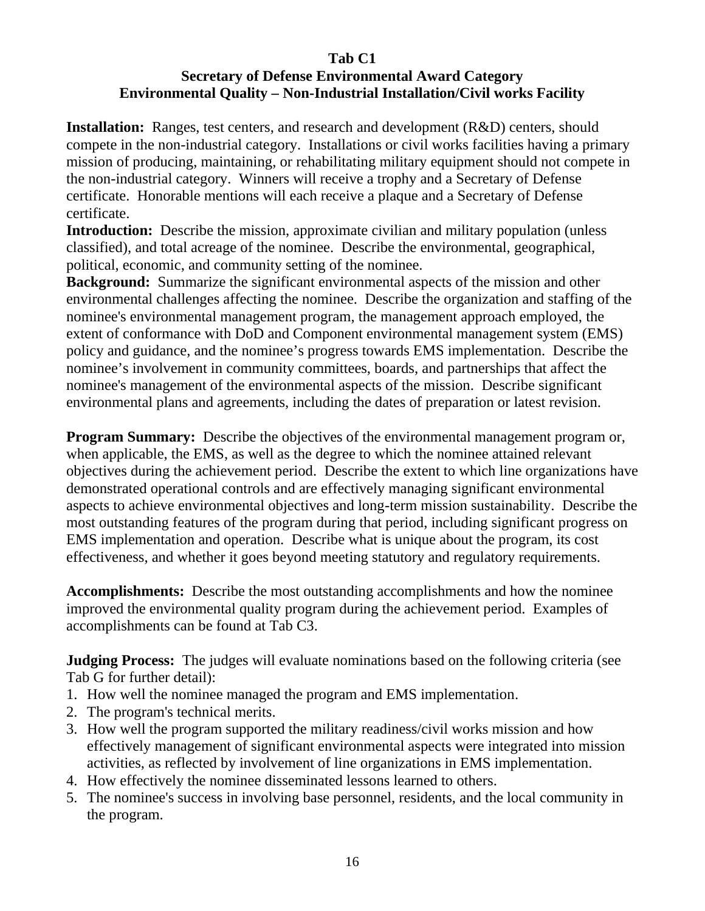# Tab C1

## Secretary of Defense Environmental Award Category
## Environmental Quality – Non-Industrial Installation/Civil works Facility

**Installation:** Ranges, test centers, and research and development (R&D) centers, should compete in the non-industrial category. Installations or civil works facilities having a primary mission of producing, maintaining, or rehabilitating military equipment should not compete in the non-industrial category. Winners will receive a trophy and a Secretary of Defense certificate. Honorable mentions will each receive a plaque and a Secretary of Defense certificate.

**Introduction:** Describe the mission, approximate civilian and military population (unless classified), and total acreage of the nominee. Describe the environmental, geographical, political, economic, and community setting of the nominee.

**Background:** Summarize the significant environmental aspects of the mission and other environmental challenges affecting the nominee. Describe the organization and staffing of the nominee's environmental management program, the management approach employed, the extent of conformance with DoD and Component environmental management system (EMS) policy and guidance, and the nominee's progress towards EMS implementation. Describe the nominee's involvement in community committees, boards, and partnerships that affect the nominee's management of the environmental aspects of the mission. Describe significant environmental plans and agreements, including the dates of preparation or latest revision.

**Program Summary:** Describe the objectives of the environmental management program or, when applicable, the EMS, as well as the degree to which the nominee attained relevant objectives during the achievement period. Describe the extent to which line organizations have demonstrated operational controls and are effectively managing significant environmental aspects to achieve environmental objectives and long-term mission sustainability. Describe the most outstanding features of the program during that period, including significant progress on EMS implementation and operation. Describe what is unique about the program, its cost effectiveness, and whether it goes beyond meeting statutory and regulatory requirements.

**Accomplishments:** Describe the most outstanding accomplishments and how the nominee improved the environmental quality program during the achievement period. Examples of accomplishments can be found at Tab C3.

**Judging Process:** The judges will evaluate nominations based on the following criteria (see Tab G for further detail):

1. How well the nominee managed the program and EMS implementation.
2. The program's technical merits.
3. How well the program supported the military readiness/civil works mission and how effectively management of significant environmental aspects were integrated into mission activities, as reflected by involvement of line organizations in EMS implementation.
4. How effectively the nominee disseminated lessons learned to others.
5. The nominee's success in involving base personnel, residents, and the local community in the program.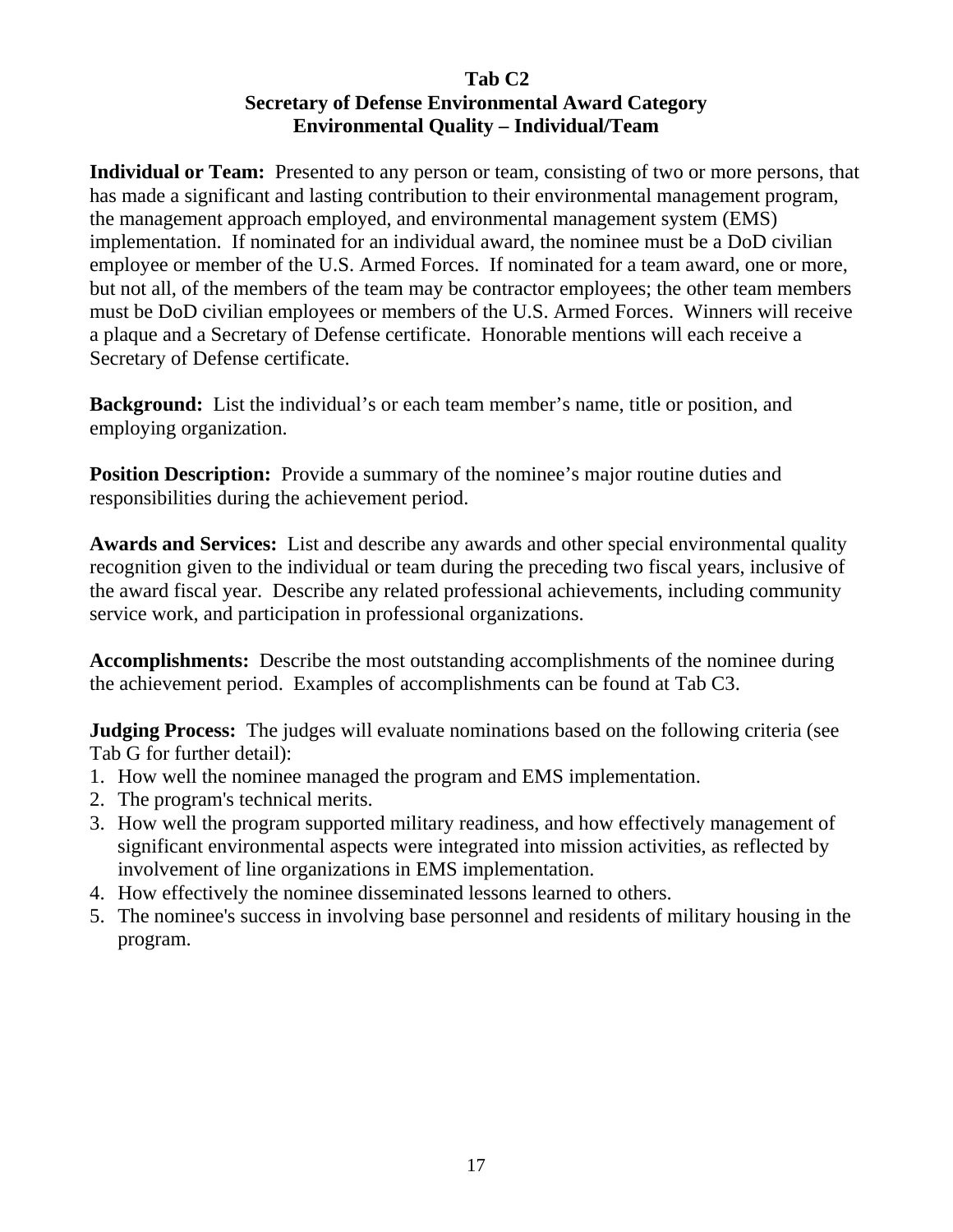# Tab C2
## Secretary of Defense Environmental Award Category
## Environmental Quality – Individual/Team

**Individual or Team:** Presented to any person or team, consisting of two or more persons, that has made a significant and lasting contribution to their environmental management program, the management approach employed, and environmental management system (EMS) implementation. If nominated for an individual award, the nominee must be a DoD civilian employee or member of the U.S. Armed Forces. If nominated for a team award, one or more, but not all, of the members of the team may be contractor employees; the other team members must be DoD civilian employees or members of the U.S. Armed Forces. Winners will receive a plaque and a Secretary of Defense certificate. Honorable mentions will each receive a Secretary of Defense certificate.

**Background:** List the individual's or each team member's name, title or position, and employing organization.

**Position Description:** Provide a summary of the nominee's major routine duties and responsibilities during the achievement period.

**Awards and Services:** List and describe any awards and other special environmental quality recognition given to the individual or team during the preceding two fiscal years, inclusive of the award fiscal year. Describe any related professional achievements, including community service work, and participation in professional organizations.

**Accomplishments:** Describe the most outstanding accomplishments of the nominee during the achievement period. Examples of accomplishments can be found at Tab C3.

**Judging Process:** The judges will evaluate nominations based on the following criteria (see Tab G for further detail):

1. How well the nominee managed the program and EMS implementation.
2. The program's technical merits.
3. How well the program supported military readiness, and how effectively management of significant environmental aspects were integrated into mission activities, as reflected by involvement of line organizations in EMS implementation.
4. How effectively the nominee disseminated lessons learned to others.
5. The nominee's success in involving base personnel and residents of military housing in the program.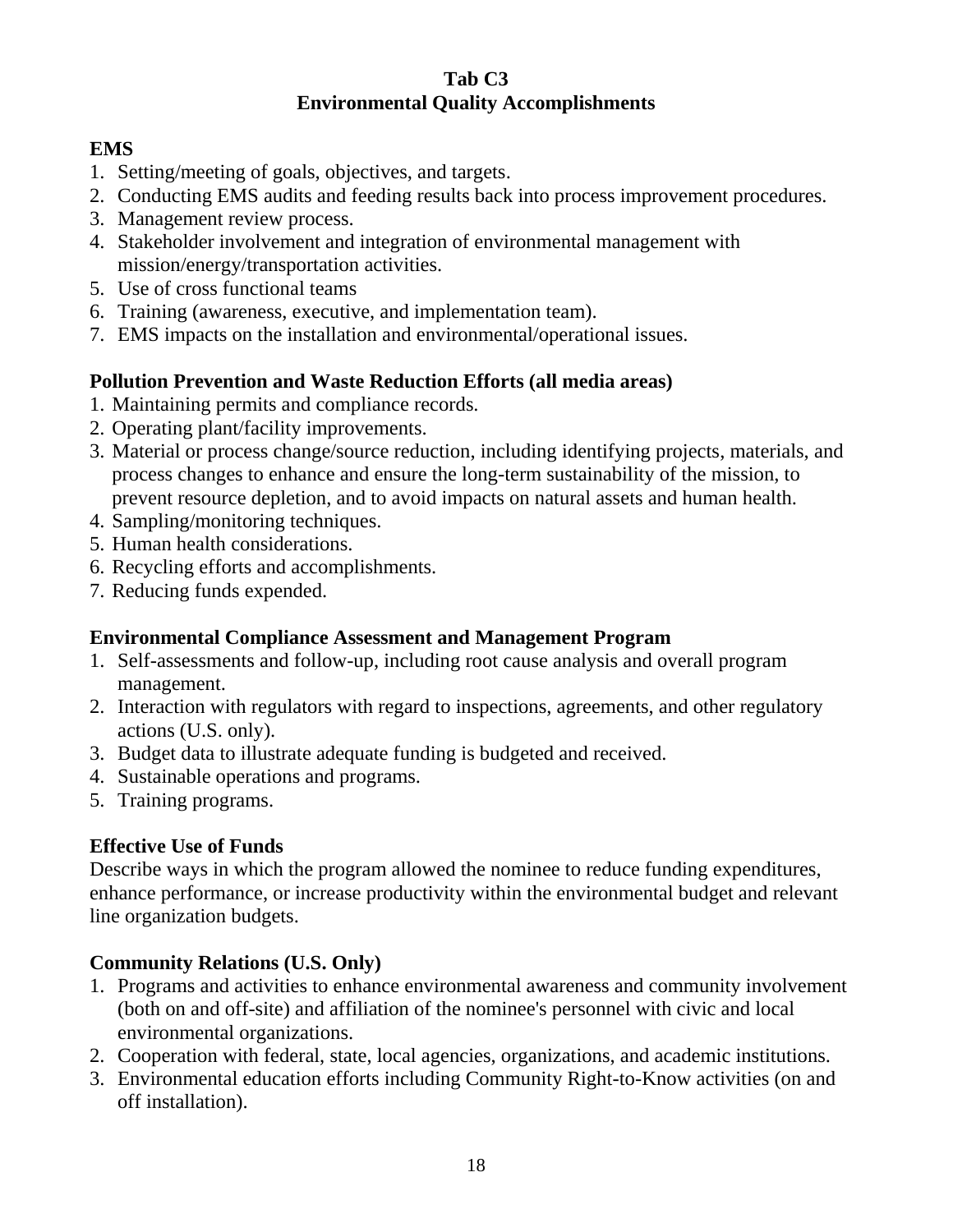# Tab C3
# Environmental Quality Accomplishments

**EMS**

1. Setting/meeting of goals, objectives, and targets.
2. Conducting EMS audits and feeding results back into process improvement procedures.
3. Management review process.
4. Stakeholder involvement and integration of environmental management with mission/energy/transportation activities.
5. Use of cross functional teams
6. Training (awareness, executive, and implementation team).
7. EMS impacts on the installation and environmental/operational issues.

**Pollution Prevention and Waste Reduction Efforts (all media areas)**

1. Maintaining permits and compliance records.
2. Operating plant/facility improvements.
3. Material or process change/source reduction, including identifying projects, materials, and process changes to enhance and ensure the long-term sustainability of the mission, to prevent resource depletion, and to avoid impacts on natural assets and human health.
4. Sampling/monitoring techniques.
5. Human health considerations.
6. Recycling efforts and accomplishments.
7. Reducing funds expended.

**Environmental Compliance Assessment and Management Program**

1. Self-assessments and follow-up, including root cause analysis and overall program management.
2. Interaction with regulators with regard to inspections, agreements, and other regulatory actions (U.S. only).
3. Budget data to illustrate adequate funding is budgeted and received.
4. Sustainable operations and programs.
5. Training programs.

**Effective Use of Funds**

Describe ways in which the program allowed the nominee to reduce funding expenditures, enhance performance, or increase productivity within the environmental budget and relevant line organization budgets.

**Community Relations (U.S. Only)**

1. Programs and activities to enhance environmental awareness and community involvement (both on and off-site) and affiliation of the nominee's personnel with civic and local environmental organizations.
2. Cooperation with federal, state, local agencies, organizations, and academic institutions.
3. Environmental education efforts including Community Right-to-Know activities (on and off installation).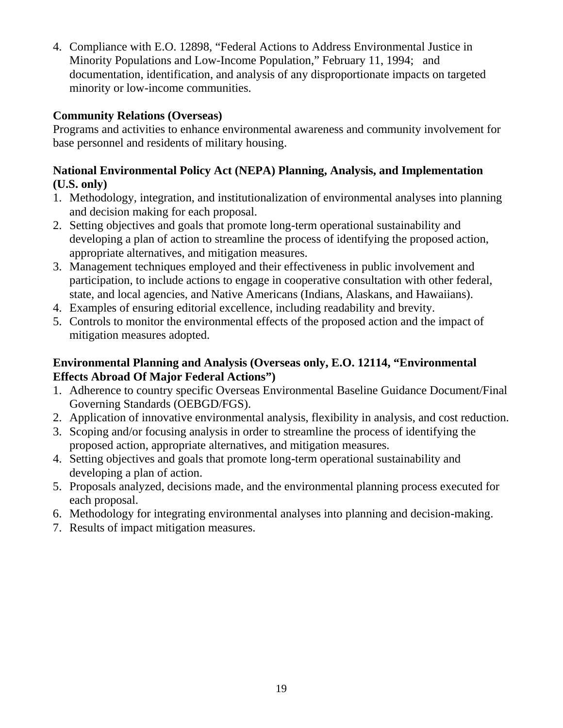4. Compliance with E.O. 12898, "Federal Actions to Address Environmental Justice in Minority Populations and Low-Income Population," February 11, 1994; and documentation, identification, and analysis of any disproportionate impacts on targeted minority or low-income communities.

**Community Relations (Overseas)**

Programs and activities to enhance environmental awareness and community involvement for base personnel and residents of military housing.

**National Environmental Policy Act (NEPA) Planning, Analysis, and Implementation (U.S. only)**

1. Methodology, integration, and institutionalization of environmental analyses into planning and decision making for each proposal.
2. Setting objectives and goals that promote long-term operational sustainability and developing a plan of action to streamline the process of identifying the proposed action, appropriate alternatives, and mitigation measures.
3. Management techniques employed and their effectiveness in public involvement and participation, to include actions to engage in cooperative consultation with other federal, state, and local agencies, and Native Americans (Indians, Alaskans, and Hawaiians).
4. Examples of ensuring editorial excellence, including readability and brevity.
5. Controls to monitor the environmental effects of the proposed action and the impact of mitigation measures adopted.

**Environmental Planning and Analysis (Overseas only, E.O. 12114, "Environmental Effects Abroad Of Major Federal Actions")**

1. Adherence to country specific Overseas Environmental Baseline Guidance Document/Final Governing Standards (OEBGD/FGS).
2. Application of innovative environmental analysis, flexibility in analysis, and cost reduction.
3. Scoping and/or focusing analysis in order to streamline the process of identifying the proposed action, appropriate alternatives, and mitigation measures.
4. Setting objectives and goals that promote long-term operational sustainability and developing a plan of action.
5. Proposals analyzed, decisions made, and the environmental planning process executed for each proposal.
6. Methodology for integrating environmental analyses into planning and decision-making.
7. Results of impact mitigation measures.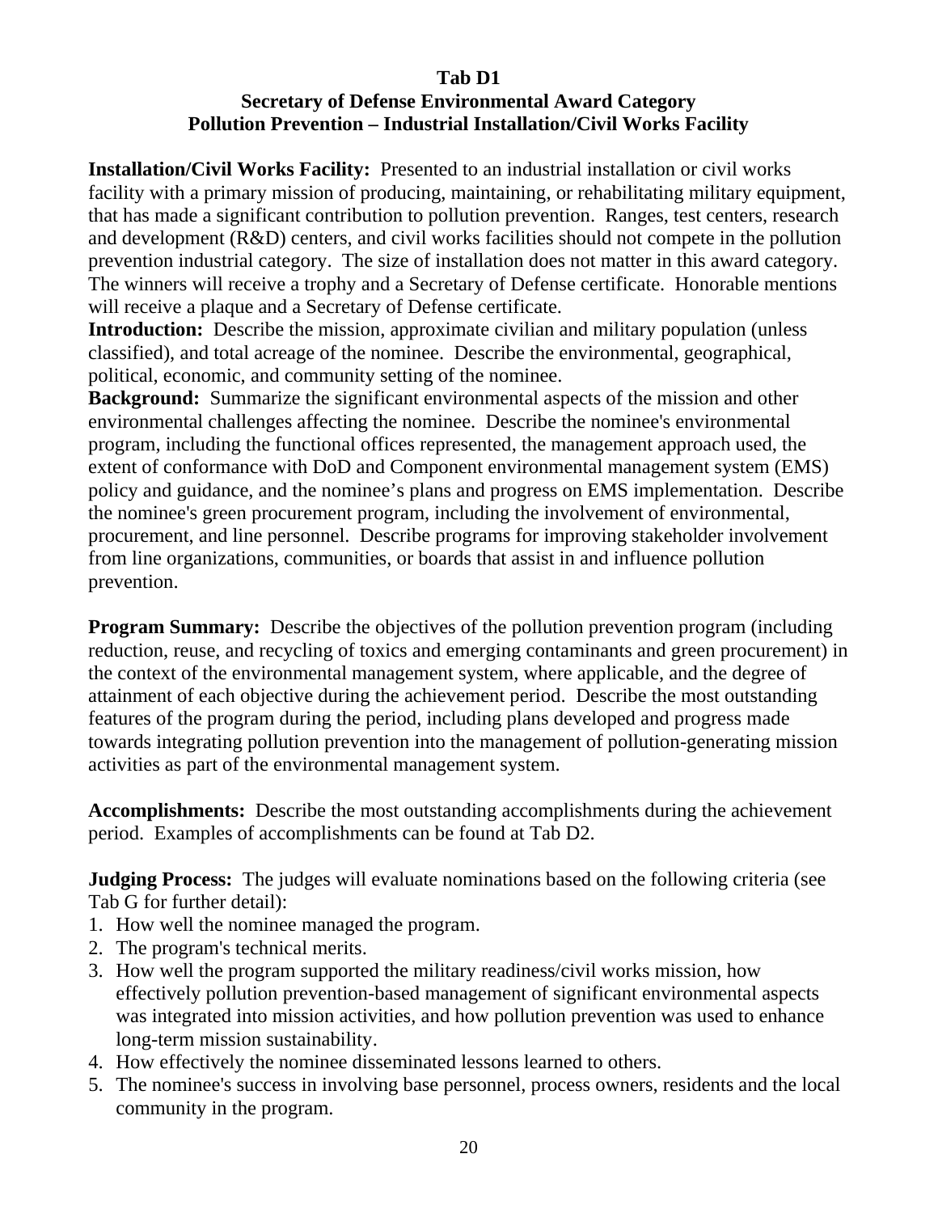# Tab D1

## Secretary of Defense Environmental Award Category

## Pollution Prevention – Industrial Installation/Civil Works Facility

**Installation/Civil Works Facility:** Presented to an industrial installation or civil works facility with a primary mission of producing, maintaining, or rehabilitating military equipment, that has made a significant contribution to pollution prevention. Ranges, test centers, research and development (R&D) centers, and civil works facilities should not compete in the pollution prevention industrial category. The size of installation does not matter in this award category. The winners will receive a trophy and a Secretary of Defense certificate. Honorable mentions will receive a plaque and a Secretary of Defense certificate.

**Introduction:** Describe the mission, approximate civilian and military population (unless classified), and total acreage of the nominee. Describe the environmental, geographical, political, economic, and community setting of the nominee.

**Background:** Summarize the significant environmental aspects of the mission and other environmental challenges affecting the nominee. Describe the nominee's environmental program, including the functional offices represented, the management approach used, the extent of conformance with DoD and Component environmental management system (EMS) policy and guidance, and the nominee's plans and progress on EMS implementation. Describe the nominee's green procurement program, including the involvement of environmental, procurement, and line personnel. Describe programs for improving stakeholder involvement from line organizations, communities, or boards that assist in and influence pollution prevention.

**Program Summary:** Describe the objectives of the pollution prevention program (including reduction, reuse, and recycling of toxics and emerging contaminants and green procurement) in the context of the environmental management system, where applicable, and the degree of attainment of each objective during the achievement period. Describe the most outstanding features of the program during the period, including plans developed and progress made towards integrating pollution prevention into the management of pollution-generating mission activities as part of the environmental management system.

**Accomplishments:** Describe the most outstanding accomplishments during the achievement period. Examples of accomplishments can be found at Tab D2.

**Judging Process:** The judges will evaluate nominations based on the following criteria (see Tab G for further detail):

1. How well the nominee managed the program.
2. The program's technical merits.
3. How well the program supported the military readiness/civil works mission, how effectively pollution prevention-based management of significant environmental aspects was integrated into mission activities, and how pollution prevention was used to enhance long-term mission sustainability.
4. How effectively the nominee disseminated lessons learned to others.
5. The nominee's success in involving base personnel, process owners, residents and the local community in the program.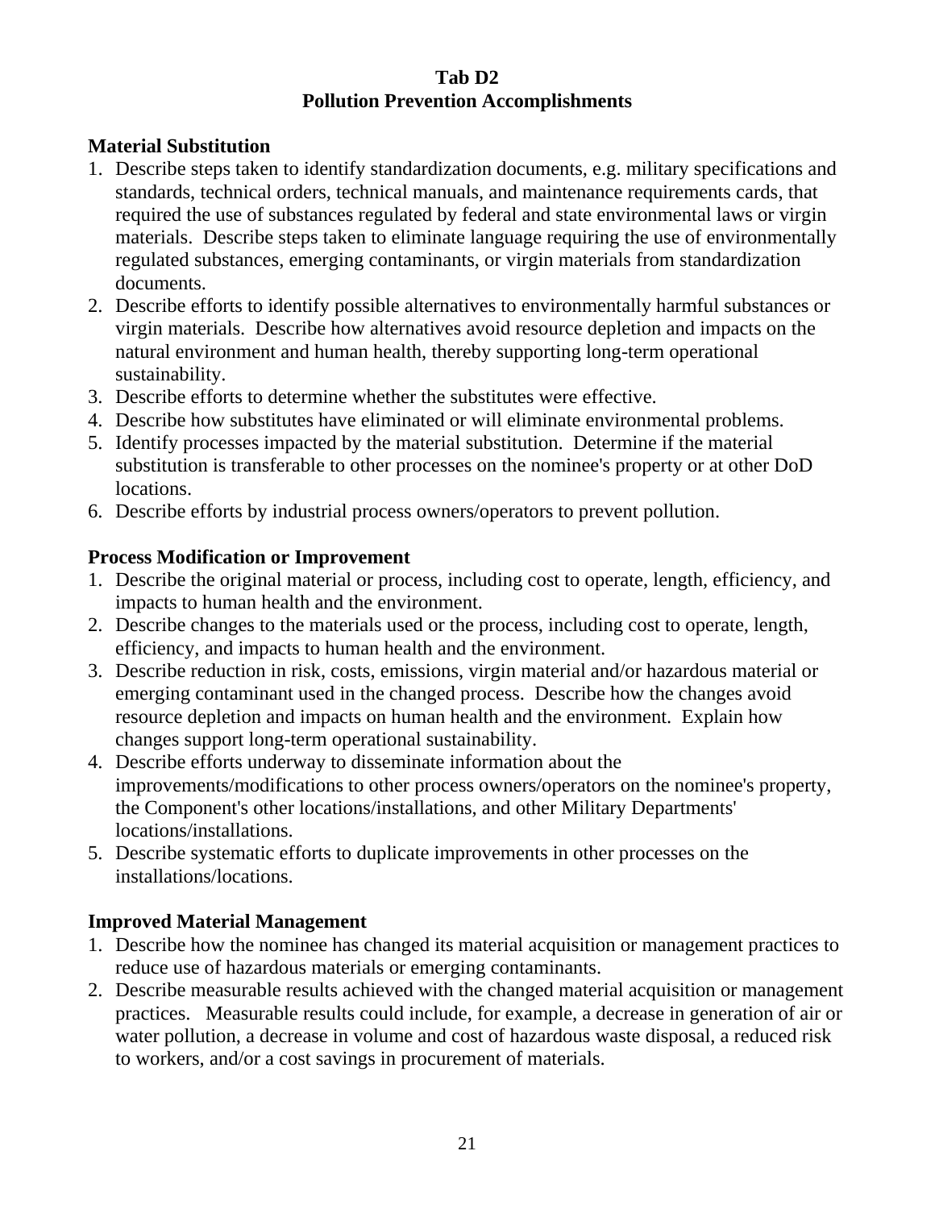## Tab D2
## Pollution Prevention Accomplishments

### Material Substitution

1. Describe steps taken to identify standardization documents, e.g. military specifications and standards, technical orders, technical manuals, and maintenance requirements cards, that required the use of substances regulated by federal and state environmental laws or virgin materials. Describe steps taken to eliminate language requiring the use of environmentally regulated substances, emerging contaminants, or virgin materials from standardization documents.
2. Describe efforts to identify possible alternatives to environmentally harmful substances or virgin materials. Describe how alternatives avoid resource depletion and impacts on the natural environment and human health, thereby supporting long-term operational sustainability.
3. Describe efforts to determine whether the substitutes were effective.
4. Describe how substitutes have eliminated or will eliminate environmental problems.
5. Identify processes impacted by the material substitution. Determine if the material substitution is transferable to other processes on the nominee's property or at other DoD locations.
6. Describe efforts by industrial process owners/operators to prevent pollution.

### Process Modification or Improvement

1. Describe the original material or process, including cost to operate, length, efficiency, and impacts to human health and the environment.
2. Describe changes to the materials used or the process, including cost to operate, length, efficiency, and impacts to human health and the environment.
3. Describe reduction in risk, costs, emissions, virgin material and/or hazardous material or emerging contaminant used in the changed process. Describe how the changes avoid resource depletion and impacts on human health and the environment. Explain how changes support long-term operational sustainability.
4. Describe efforts underway to disseminate information about the improvements/modifications to other process owners/operators on the nominee's property, the Component's other locations/installations, and other Military Departments' locations/installations.
5. Describe systematic efforts to duplicate improvements in other processes on the installations/locations.

### Improved Material Management

1. Describe how the nominee has changed its material acquisition or management practices to reduce use of hazardous materials or emerging contaminants.
2. Describe measurable results achieved with the changed material acquisition or management practices. Measurable results could include, for example, a decrease in generation of air or water pollution, a decrease in volume and cost of hazardous waste disposal, a reduced risk to workers, and/or a cost savings in procurement of materials.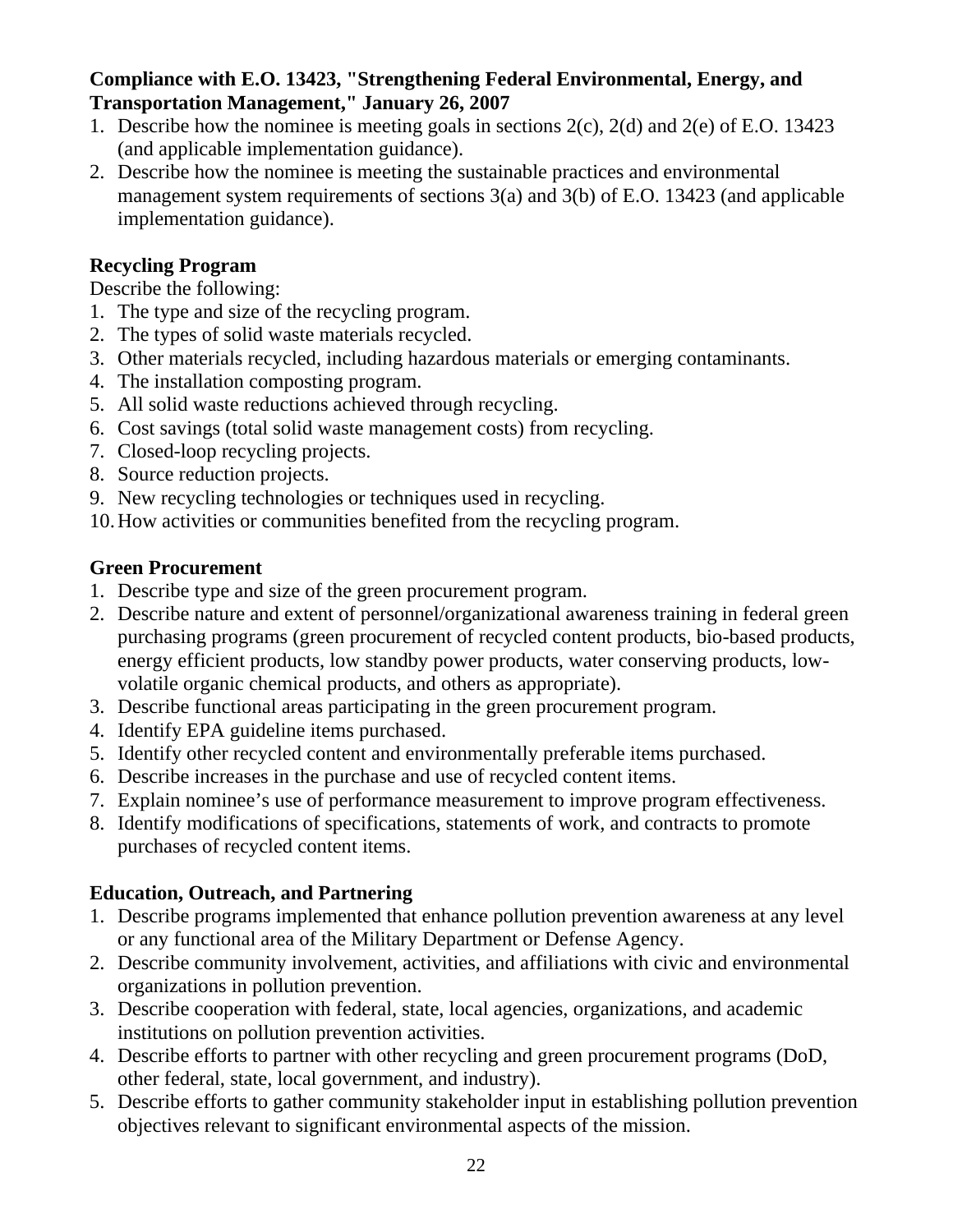**Compliance with E.O. 13423, "Strengthening Federal Environmental, Energy, and Transportation Management," January 26, 2007**

1. Describe how the nominee is meeting goals in sections 2(c), 2(d) and 2(e) of E.O. 13423 (and applicable implementation guidance).
2. Describe how the nominee is meeting the sustainable practices and environmental management system requirements of sections 3(a) and 3(b) of E.O. 13423 (and applicable implementation guidance).

**Recycling Program**

Describe the following:

1. The type and size of the recycling program.
2. The types of solid waste materials recycled.
3. Other materials recycled, including hazardous materials or emerging contaminants.
4. The installation composting program.
5. All solid waste reductions achieved through recycling.
6. Cost savings (total solid waste management costs) from recycling.
7. Closed-loop recycling projects.
8. Source reduction projects.
9. New recycling technologies or techniques used in recycling.
10. How activities or communities benefited from the recycling program.

**Green Procurement**

1. Describe type and size of the green procurement program.
2. Describe nature and extent of personnel/organizational awareness training in federal green purchasing programs (green procurement of recycled content products, bio-based products, energy efficient products, low standby power products, water conserving products, low-volatile organic chemical products, and others as appropriate).
3. Describe functional areas participating in the green procurement program.
4. Identify EPA guideline items purchased.
5. Identify other recycled content and environmentally preferable items purchased.
6. Describe increases in the purchase and use of recycled content items.
7. Explain nominee's use of performance measurement to improve program effectiveness.
8. Identify modifications of specifications, statements of work, and contracts to promote purchases of recycled content items.

**Education, Outreach, and Partnering**

1. Describe programs implemented that enhance pollution prevention awareness at any level or any functional area of the Military Department or Defense Agency.
2. Describe community involvement, activities, and affiliations with civic and environmental organizations in pollution prevention.
3. Describe cooperation with federal, state, local agencies, organizations, and academic institutions on pollution prevention activities.
4. Describe efforts to partner with other recycling and green procurement programs (DoD, other federal, state, local government, and industry).
5. Describe efforts to gather community stakeholder input in establishing pollution prevention objectives relevant to significant environmental aspects of the mission.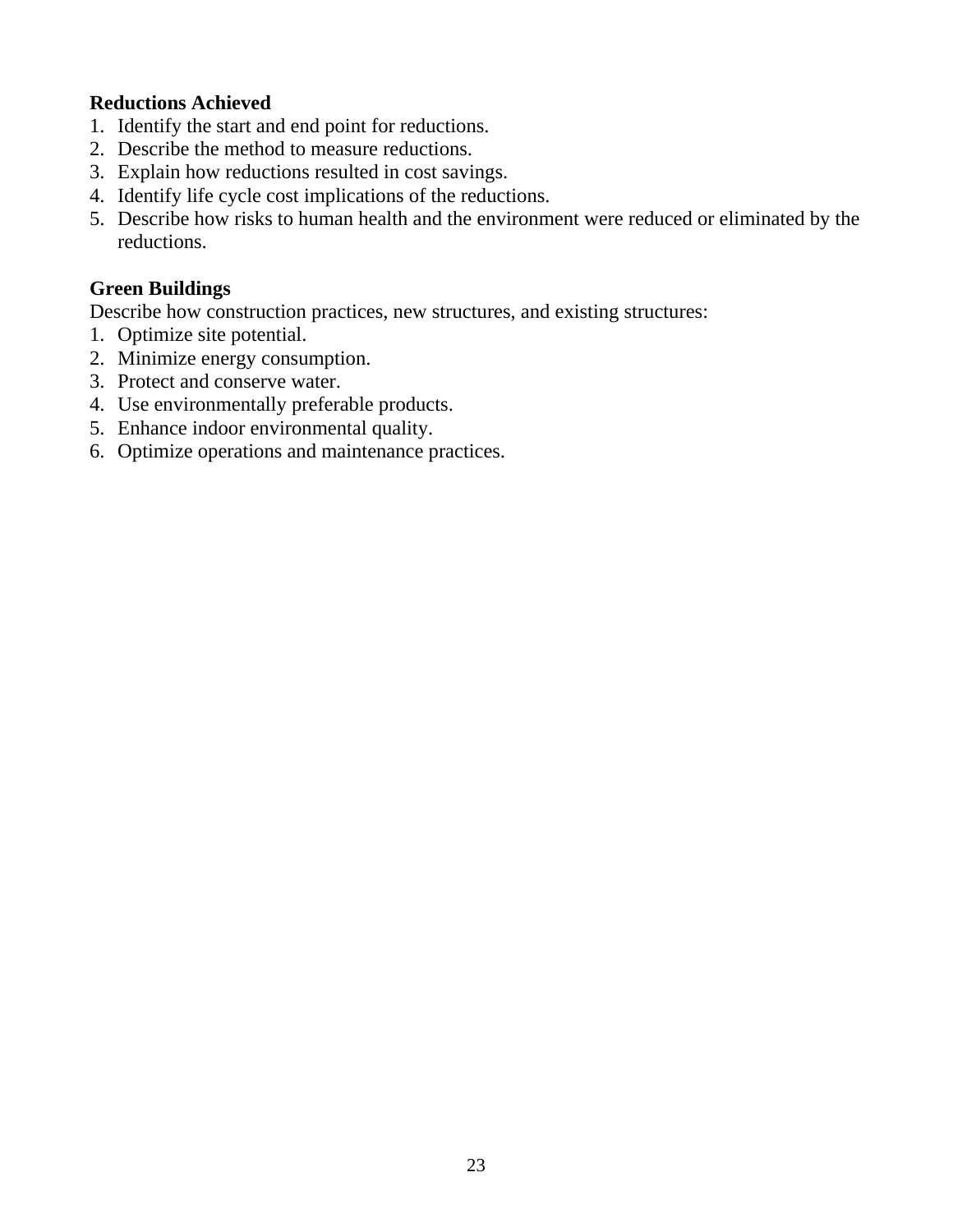**Reductions Achieved**

1. Identify the start and end point for reductions.
2. Describe the method to measure reductions.
3. Explain how reductions resulted in cost savings.
4. Identify life cycle cost implications of the reductions.
5. Describe how risks to human health and the environment were reduced or eliminated by the reductions.

**Green Buildings**

Describe how construction practices, new structures, and existing structures:

1. Optimize site potential.
2. Minimize energy consumption.
3. Protect and conserve water.
4. Use environmentally preferable products.
5. Enhance indoor environmental quality.
6. Optimize operations and maintenance practices.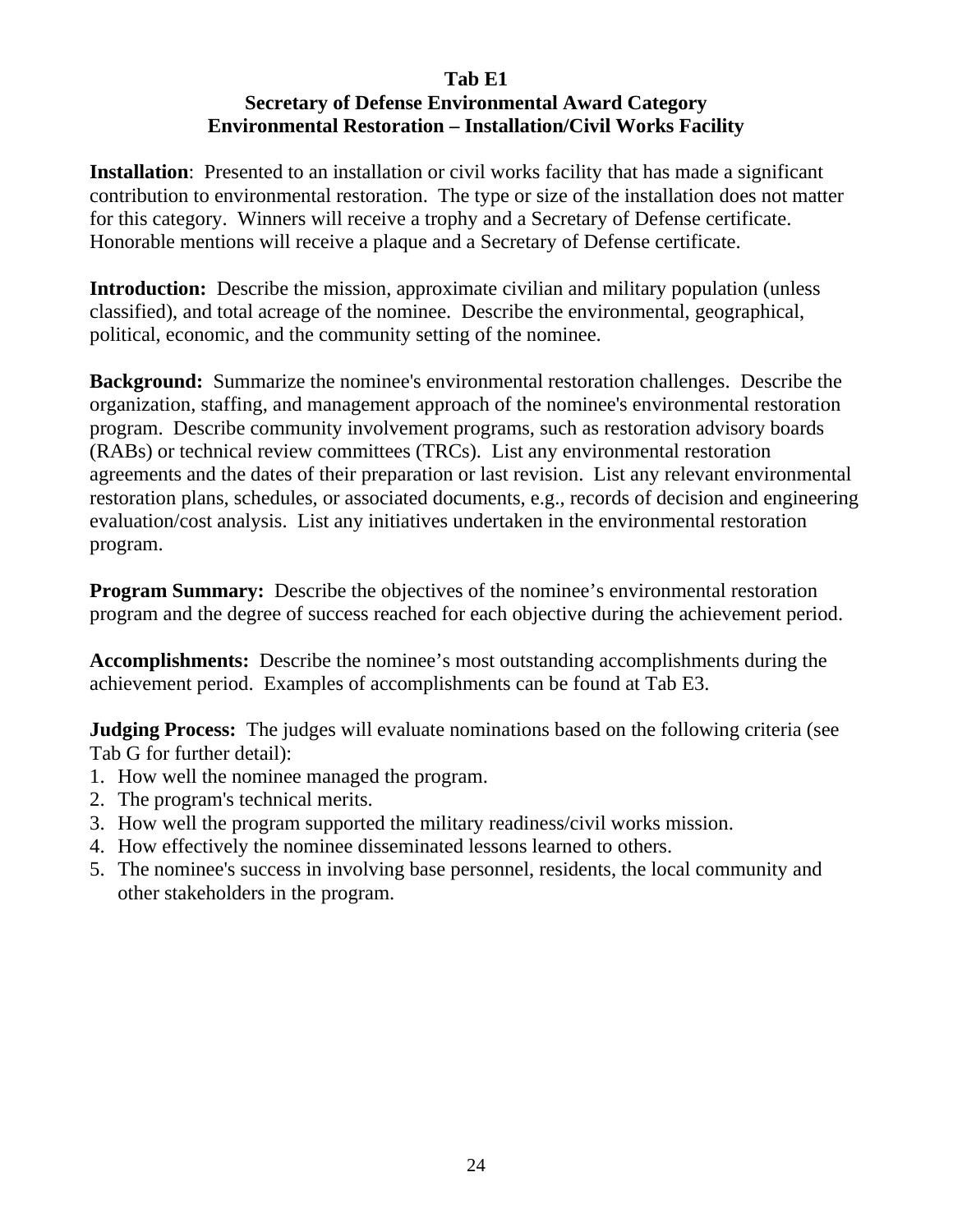# Tab E1

## Secretary of Defense Environmental Award Category
## Environmental Restoration – Installation/Civil Works Facility

**Installation**: Presented to an installation or civil works facility that has made a significant contribution to environmental restoration. The type or size of the installation does not matter for this category. Winners will receive a trophy and a Secretary of Defense certificate. Honorable mentions will receive a plaque and a Secretary of Defense certificate.

**Introduction:** Describe the mission, approximate civilian and military population (unless classified), and total acreage of the nominee. Describe the environmental, geographical, political, economic, and the community setting of the nominee.

**Background:** Summarize the nominee's environmental restoration challenges. Describe the organization, staffing, and management approach of the nominee's environmental restoration program. Describe community involvement programs, such as restoration advisory boards (RABs) or technical review committees (TRCs). List any environmental restoration agreements and the dates of their preparation or last revision. List any relevant environmental restoration plans, schedules, or associated documents, e.g., records of decision and engineering evaluation/cost analysis. List any initiatives undertaken in the environmental restoration program.

**Program Summary:** Describe the objectives of the nominee's environmental restoration program and the degree of success reached for each objective during the achievement period.

**Accomplishments:** Describe the nominee's most outstanding accomplishments during the achievement period. Examples of accomplishments can be found at Tab E3.

**Judging Process:** The judges will evaluate nominations based on the following criteria (see Tab G for further detail):

1. How well the nominee managed the program.
2. The program's technical merits.
3. How well the program supported the military readiness/civil works mission.
4. How effectively the nominee disseminated lessons learned to others.
5. The nominee's success in involving base personnel, residents, the local community and other stakeholders in the program.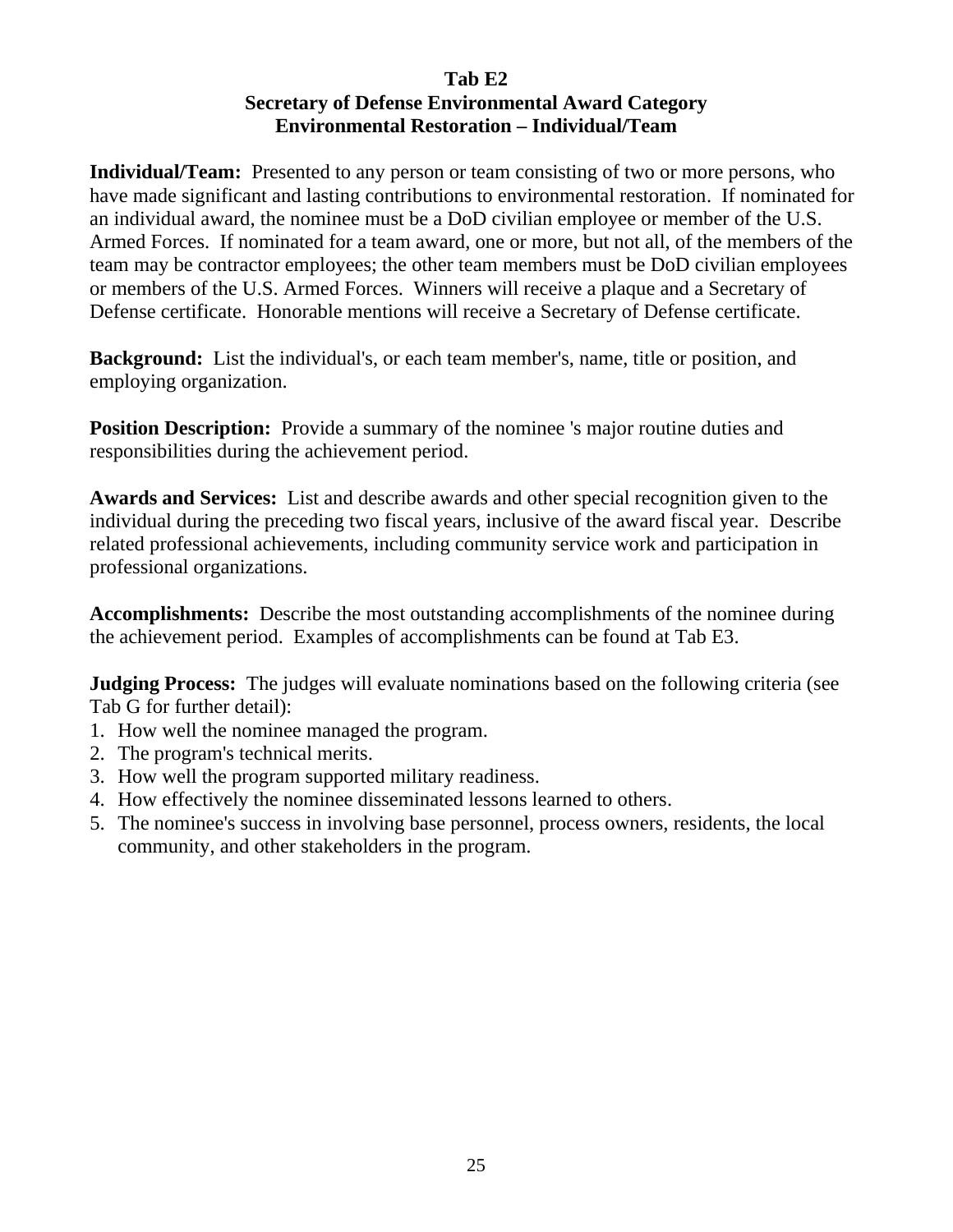# Tab E2
## Secretary of Defense Environmental Award Category
## Environmental Restoration – Individual/Team

**Individual/Team:** Presented to any person or team consisting of two or more persons, who have made significant and lasting contributions to environmental restoration. If nominated for an individual award, the nominee must be a DoD civilian employee or member of the U.S. Armed Forces. If nominated for a team award, one or more, but not all, of the members of the team may be contractor employees; the other team members must be DoD civilian employees or members of the U.S. Armed Forces. Winners will receive a plaque and a Secretary of Defense certificate. Honorable mentions will receive a Secretary of Defense certificate.

**Background:** List the individual's, or each team member's, name, title or position, and employing organization.

**Position Description:** Provide a summary of the nominee 's major routine duties and responsibilities during the achievement period.

**Awards and Services:** List and describe awards and other special recognition given to the individual during the preceding two fiscal years, inclusive of the award fiscal year. Describe related professional achievements, including community service work and participation in professional organizations.

**Accomplishments:** Describe the most outstanding accomplishments of the nominee during the achievement period. Examples of accomplishments can be found at Tab E3.

**Judging Process:** The judges will evaluate nominations based on the following criteria (see Tab G for further detail):

1. How well the nominee managed the program.
2. The program's technical merits.
3. How well the program supported military readiness.
4. How effectively the nominee disseminated lessons learned to others.
5. The nominee's success in involving base personnel, process owners, residents, the local community, and other stakeholders in the program.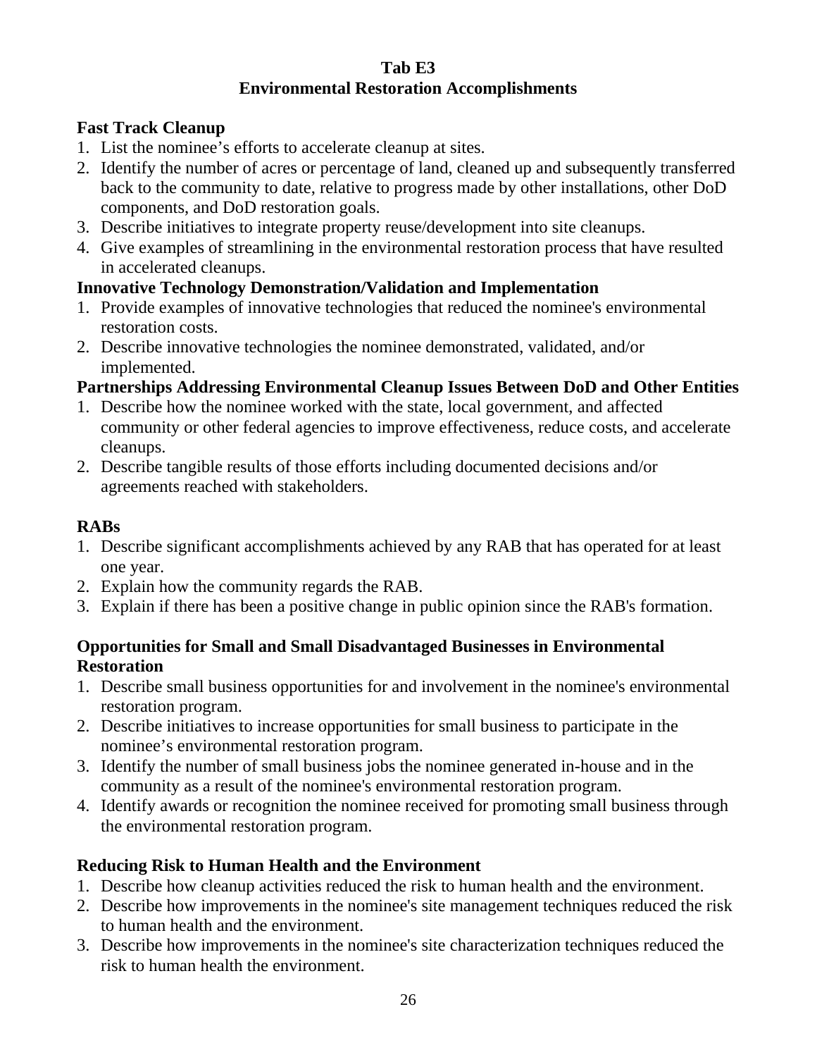# Tab E3
# Environmental Restoration Accomplishments

**Fast Track Cleanup**

1. List the nominee’s efforts to accelerate cleanup at sites.
2. Identify the number of acres or percentage of land, cleaned up and subsequently transferred back to the community to date, relative to progress made by other installations, other DoD components, and DoD restoration goals.
3. Describe initiatives to integrate property reuse/development into site cleanups.
4. Give examples of streamlining in the environmental restoration process that have resulted in accelerated cleanups.

**Innovative Technology Demonstration/Validation and Implementation**

1. Provide examples of innovative technologies that reduced the nominee's environmental restoration costs.
2. Describe innovative technologies the nominee demonstrated, validated, and/or implemented.

**Partnerships Addressing Environmental Cleanup Issues Between DoD and Other Entities**

1. Describe how the nominee worked with the state, local government, and affected community or other federal agencies to improve effectiveness, reduce costs, and accelerate cleanups.
2. Describe tangible results of those efforts including documented decisions and/or agreements reached with stakeholders.

**RABs**

1. Describe significant accomplishments achieved by any RAB that has operated for at least one year.
2. Explain how the community regards the RAB.
3. Explain if there has been a positive change in public opinion since the RAB's formation.

**Opportunities for Small and Small Disadvantaged Businesses in Environmental Restoration**

1. Describe small business opportunities for and involvement in the nominee's environmental restoration program.
2. Describe initiatives to increase opportunities for small business to participate in the nominee’s environmental restoration program.
3. Identify the number of small business jobs the nominee generated in-house and in the community as a result of the nominee's environmental restoration program.
4. Identify awards or recognition the nominee received for promoting small business through the environmental restoration program.

**Reducing Risk to Human Health and the Environment**

1. Describe how cleanup activities reduced the risk to human health and the environment.
2. Describe how improvements in the nominee's site management techniques reduced the risk to human health and the environment.
3. Describe how improvements in the nominee's site characterization techniques reduced the risk to human health the environment.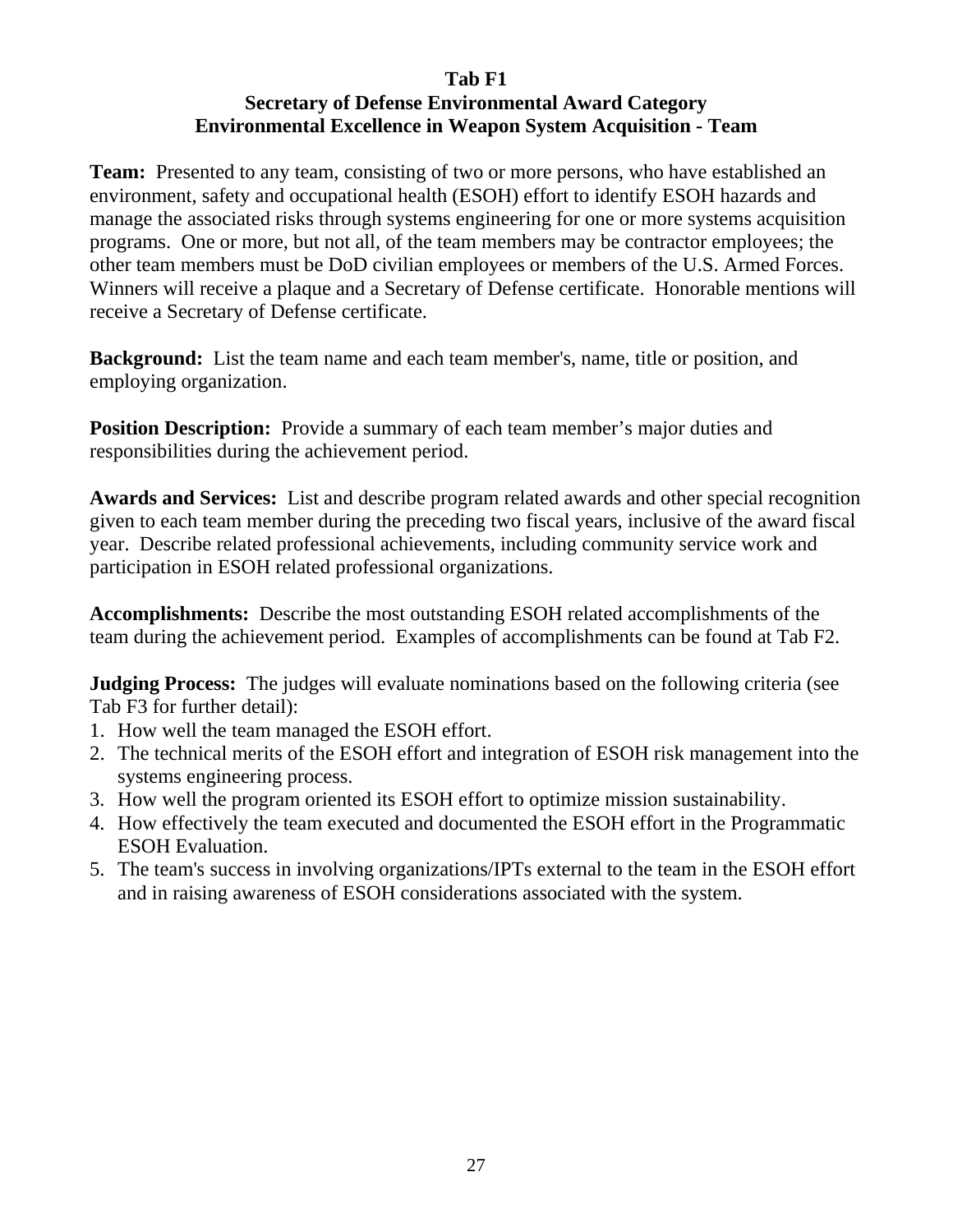# Tab F1
## Secretary of Defense Environmental Award Category
## Environmental Excellence in Weapon System Acquisition - Team

**Team:** Presented to any team, consisting of two or more persons, who have established an environment, safety and occupational health (ESOH) effort to identify ESOH hazards and manage the associated risks through systems engineering for one or more systems acquisition programs. One or more, but not all, of the team members may be contractor employees; the other team members must be DoD civilian employees or members of the U.S. Armed Forces. Winners will receive a plaque and a Secretary of Defense certificate. Honorable mentions will receive a Secretary of Defense certificate.

**Background:** List the team name and each team member's, name, title or position, and employing organization.

**Position Description:** Provide a summary of each team member's major duties and responsibilities during the achievement period.

**Awards and Services:** List and describe program related awards and other special recognition given to each team member during the preceding two fiscal years, inclusive of the award fiscal year. Describe related professional achievements, including community service work and participation in ESOH related professional organizations.

**Accomplishments:** Describe the most outstanding ESOH related accomplishments of the team during the achievement period. Examples of accomplishments can be found at Tab F2.

**Judging Process:** The judges will evaluate nominations based on the following criteria (see Tab F3 for further detail):

1. How well the team managed the ESOH effort.
2. The technical merits of the ESOH effort and integration of ESOH risk management into the systems engineering process.
3. How well the program oriented its ESOH effort to optimize mission sustainability.
4. How effectively the team executed and documented the ESOH effort in the Programmatic ESOH Evaluation.
5. The team's success in involving organizations/IPTs external to the team in the ESOH effort and in raising awareness of ESOH considerations associated with the system.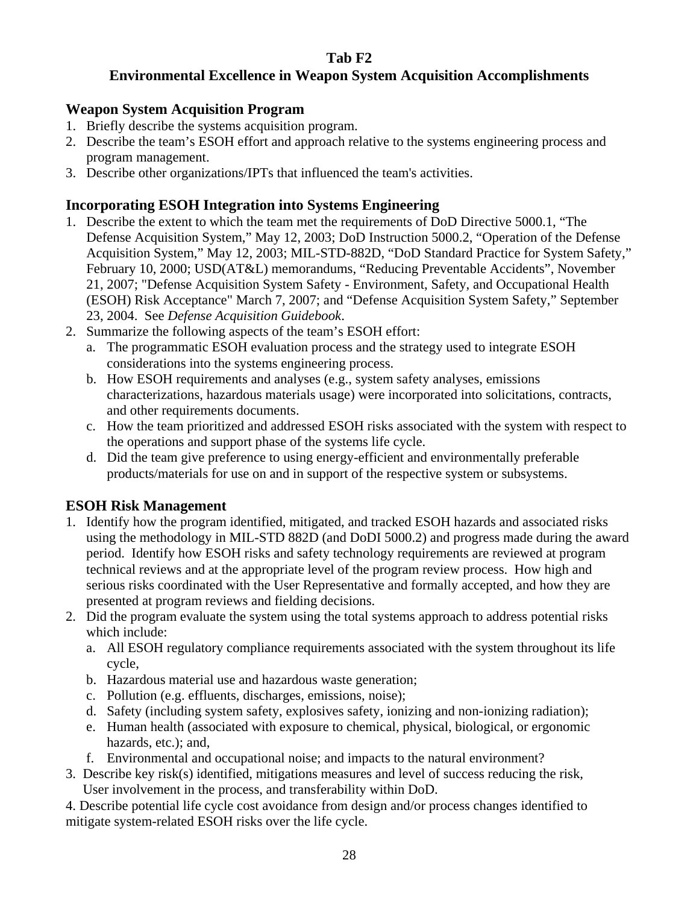**Tab F2**

**Environmental Excellence in Weapon System Acquisition Accomplishments**

## Weapon System Acquisition Program

1. Briefly describe the systems acquisition program.
2. Describe the team's ESOH effort and approach relative to the systems engineering process and program management.
3. Describe other organizations/IPTs that influenced the team's activities.

## Incorporating ESOH Integration into Systems Engineering

1. Describe the extent to which the team met the requirements of DoD Directive 5000.1, "The Defense Acquisition System," May 12, 2003; DoD Instruction 5000.2, "Operation of the Defense Acquisition System," May 12, 2003; MIL-STD-882D, "DoD Standard Practice for System Safety," February 10, 2000; USD(AT&L) memorandums, "Reducing Preventable Accidents", November 21, 2007; "Defense Acquisition System Safety - Environment, Safety, and Occupational Health (ESOH) Risk Acceptance" March 7, 2007; and "Defense Acquisition System Safety," September 23, 2004. See *Defense Acquisition Guidebook*.
2. Summarize the following aspects of the team's ESOH effort:
   a. The programmatic ESOH evaluation process and the strategy used to integrate ESOH considerations into the systems engineering process.
   b. How ESOH requirements and analyses (e.g., system safety analyses, emissions characterizations, hazardous materials usage) were incorporated into solicitations, contracts, and other requirements documents.
   c. How the team prioritized and addressed ESOH risks associated with the system with respect to the operations and support phase of the systems life cycle.
   d. Did the team give preference to using energy-efficient and environmentally preferable products/materials for use on and in support of the respective system or subsystems.

## ESOH Risk Management

1. Identify how the program identified, mitigated, and tracked ESOH hazards and associated risks using the methodology in MIL-STD 882D (and DoDI 5000.2) and progress made during the award period. Identify how ESOH risks and safety technology requirements are reviewed at program technical reviews and at the appropriate level of the program review process. How high and serious risks coordinated with the User Representative and formally accepted, and how they are presented at program reviews and fielding decisions.
2. Did the program evaluate the system using the total systems approach to address potential risks which include:
   a. All ESOH regulatory compliance requirements associated with the system throughout its life cycle,
   b. Hazardous material use and hazardous waste generation;
   c. Pollution (e.g. effluents, discharges, emissions, noise);
   d. Safety (including system safety, explosives safety, ionizing and non-ionizing radiation);
   e. Human health (associated with exposure to chemical, physical, biological, or ergonomic hazards, etc.); and,
   f. Environmental and occupational noise; and impacts to the natural environment?
3. Describe key risk(s) identified, mitigations measures and level of success reducing the risk, User involvement in the process, and transferability within DoD.
4. Describe potential life cycle cost avoidance from design and/or process changes identified to mitigate system-related ESOH risks over the life cycle.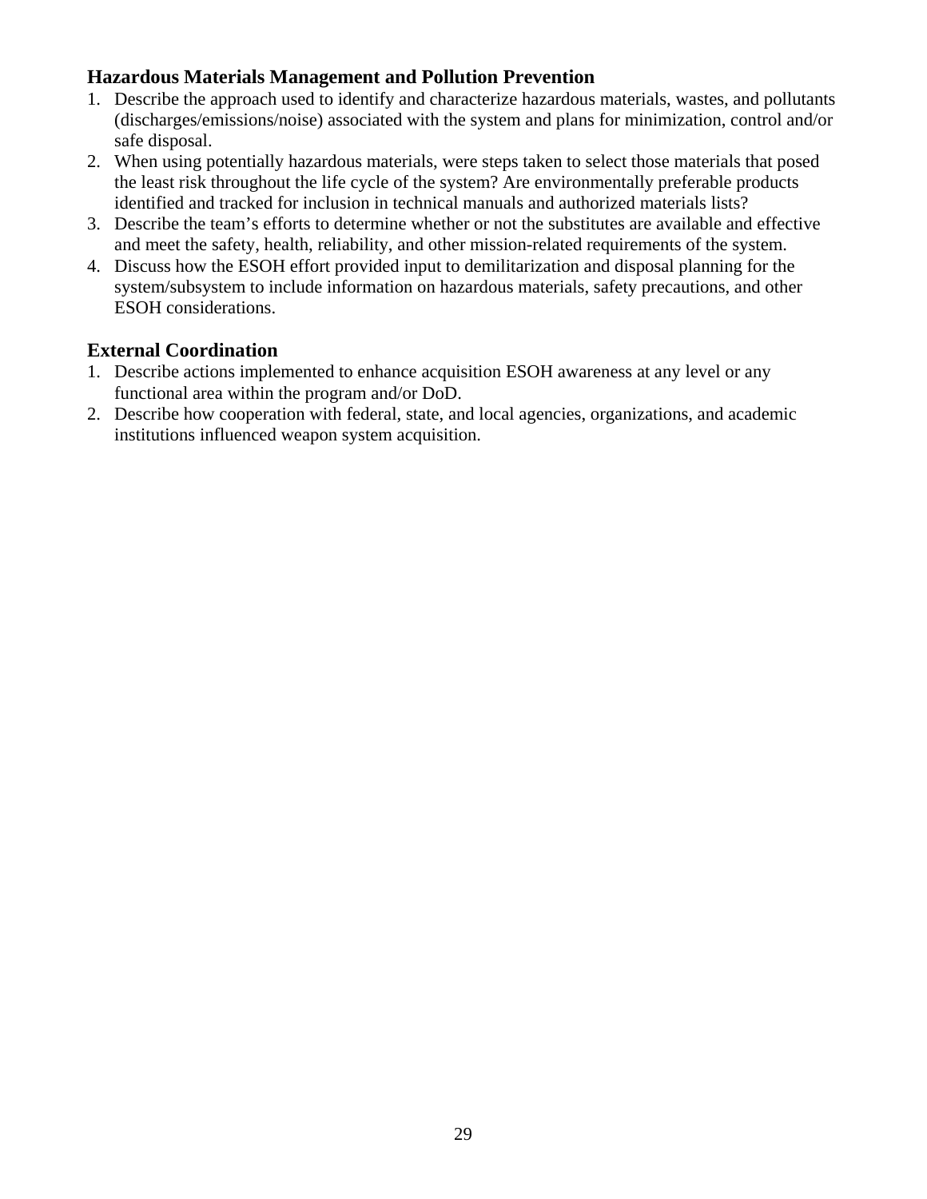### Hazardous Materials Management and Pollution Prevention

1. Describe the approach used to identify and characterize hazardous materials, wastes, and pollutants (discharges/emissions/noise) associated with the system and plans for minimization, control and/or safe disposal.
2. When using potentially hazardous materials, were steps taken to select those materials that posed the least risk throughout the life cycle of the system? Are environmentally preferable products identified and tracked for inclusion in technical manuals and authorized materials lists?
3. Describe the team's efforts to determine whether or not the substitutes are available and effective and meet the safety, health, reliability, and other mission-related requirements of the system.
4. Discuss how the ESOH effort provided input to demilitarization and disposal planning for the system/subsystem to include information on hazardous materials, safety precautions, and other ESOH considerations.

### External Coordination

1. Describe actions implemented to enhance acquisition ESOH awareness at any level or any functional area within the program and/or DoD.
2. Describe how cooperation with federal, state, and local agencies, organizations, and academic institutions influenced weapon system acquisition.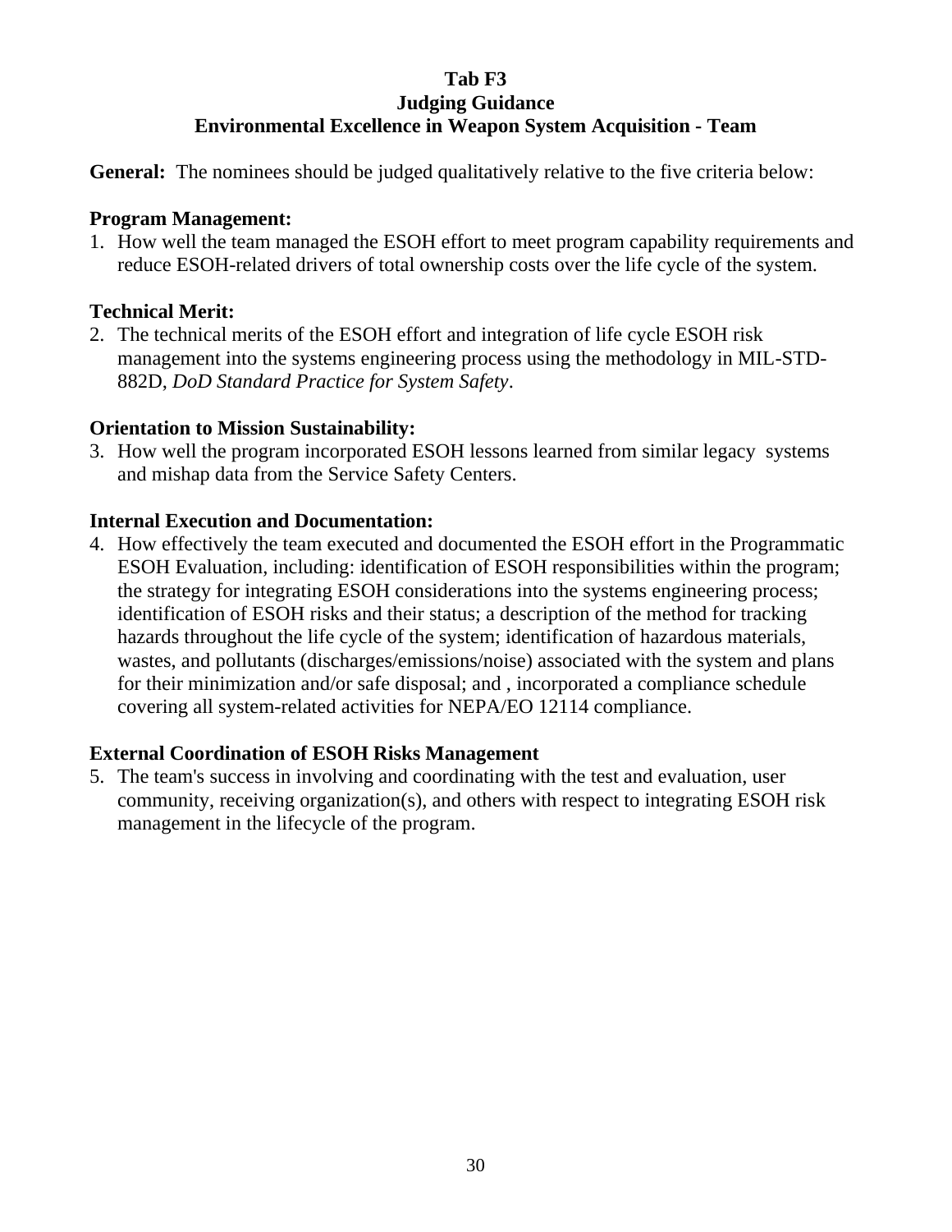# Tab F3
## Judging Guidance
## Environmental Excellence in Weapon System Acquisition - Team

**General:** The nominees should be judged qualitatively relative to the five criteria below:

**Program Management:**

1. How well the team managed the ESOH effort to meet program capability requirements and reduce ESOH-related drivers of total ownership costs over the life cycle of the system.

**Technical Merit:**

2. The technical merits of the ESOH effort and integration of life cycle ESOH risk management into the systems engineering process using the methodology in MIL-STD-882D, *DoD Standard Practice for System Safety*.

**Orientation to Mission Sustainability:**

3. How well the program incorporated ESOH lessons learned from similar legacy systems and mishap data from the Service Safety Centers.

**Internal Execution and Documentation:**

4. How effectively the team executed and documented the ESOH effort in the Programmatic ESOH Evaluation, including: identification of ESOH responsibilities within the program; the strategy for integrating ESOH considerations into the systems engineering process; identification of ESOH risks and their status; a description of the method for tracking hazards throughout the life cycle of the system; identification of hazardous materials, wastes, and pollutants (discharges/emissions/noise) associated with the system and plans for their minimization and/or safe disposal; and , incorporated a compliance schedule covering all system-related activities for NEPA/EO 12114 compliance.

**External Coordination of ESOH Risks Management**

5. The team's success in involving and coordinating with the test and evaluation, user community, receiving organization(s), and others with respect to integrating ESOH risk management in the lifecycle of the program.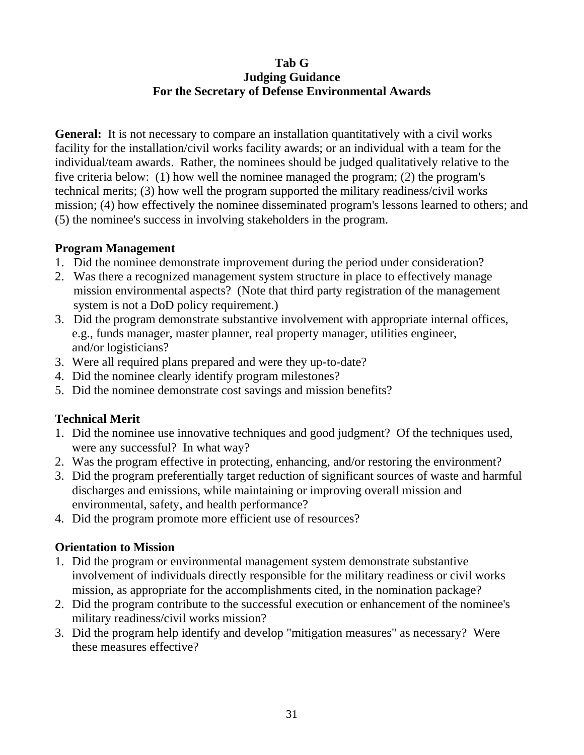**Tab G**
**Judging Guidance**
**For the Secretary of Defense Environmental Awards**

**General:** It is not necessary to compare an installation quantitatively with a civil works facility for the installation/civil works facility awards; or an individual with a team for the individual/team awards. Rather, the nominees should be judged qualitatively relative to the five criteria below: (1) how well the nominee managed the program; (2) the program's technical merits; (3) how well the program supported the military readiness/civil works mission; (4) how effectively the nominee disseminated program's lessons learned to others; and (5) the nominee's success in involving stakeholders in the program.

**Program Management**

1. Did the nominee demonstrate improvement during the period under consideration?
2. Was there a recognized management system structure in place to effectively manage mission environmental aspects? (Note that third party registration of the management system is not a DoD policy requirement.)
3. Did the program demonstrate substantive involvement with appropriate internal offices, e.g., funds manager, master planner, real property manager, utilities engineer, and/or logisticians?
3. Were all required plans prepared and were they up-to-date?
4. Did the nominee clearly identify program milestones?
5. Did the nominee demonstrate cost savings and mission benefits?

**Technical Merit**

1. Did the nominee use innovative techniques and good judgment? Of the techniques used, were any successful? In what way?
2. Was the program effective in protecting, enhancing, and/or restoring the environment?
3. Did the program preferentially target reduction of significant sources of waste and harmful discharges and emissions, while maintaining or improving overall mission and environmental, safety, and health performance?
4. Did the program promote more efficient use of resources?

**Orientation to Mission**

1. Did the program or environmental management system demonstrate substantive involvement of individuals directly responsible for the military readiness or civil works mission, as appropriate for the accomplishments cited, in the nomination package?
2. Did the program contribute to the successful execution or enhancement of the nominee's military readiness/civil works mission?
3. Did the program help identify and develop "mitigation measures" as necessary? Were these measures effective?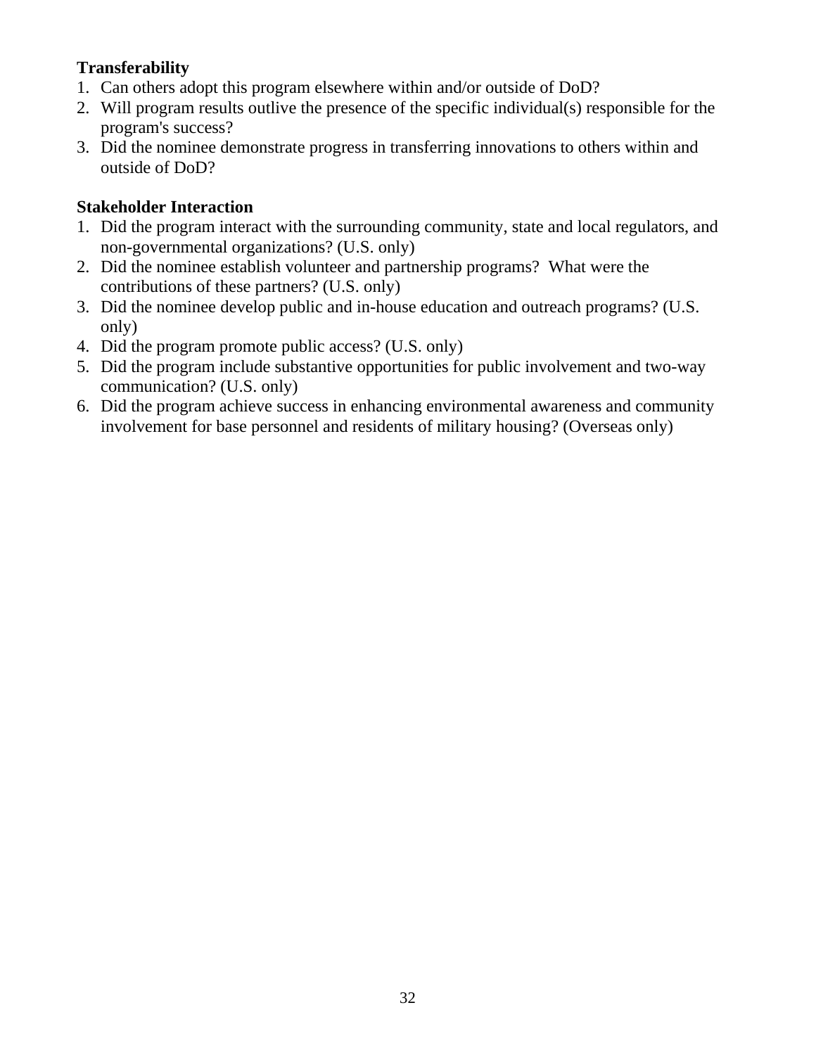**Transferability**

1. Can others adopt this program elsewhere within and/or outside of DoD?
2. Will program results outlive the presence of the specific individual(s) responsible for the program's success?
3. Did the nominee demonstrate progress in transferring innovations to others within and outside of DoD?

**Stakeholder Interaction**

1. Did the program interact with the surrounding community, state and local regulators, and non-governmental organizations? (U.S. only)
2. Did the nominee establish volunteer and partnership programs? What were the contributions of these partners? (U.S. only)
3. Did the nominee develop public and in-house education and outreach programs? (U.S. only)
4. Did the program promote public access? (U.S. only)
5. Did the program include substantive opportunities for public involvement and two-way communication? (U.S. only)
6. Did the program achieve success in enhancing environmental awareness and community involvement for base personnel and residents of military housing? (Overseas only)